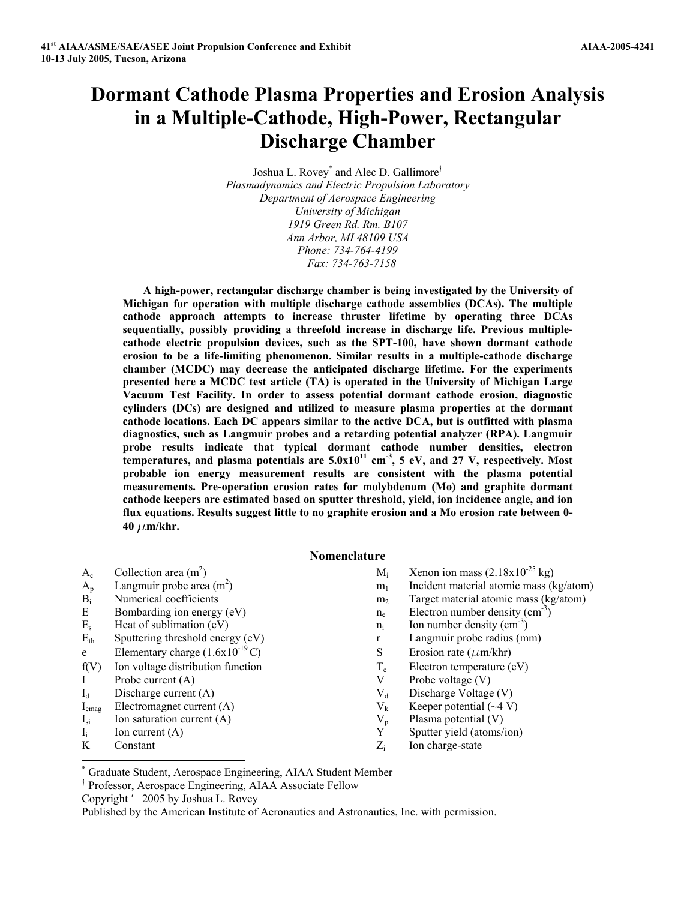41st AIAA/ASME/SAE/ASEE Joint Propulsion Conference and Exhibit
10-13 July 2005, Tucson, Arizona

AIAA-2005-4241

# Dormant Cathode Plasma Properties and Erosion Analysis in a Multiple-Cathode, High-Power, Rectangular Discharge Chamber

Joshua L. Rovey[*] and Alec D. Gallimore[†]

*Plasmadynamics and Electric Propulsion Laboratory*
*Department of Aerospace Engineering*
*University of Michigan*
*1919 Green Rd. Rm. B107*
*Ann Arbor, MI 48109 USA*
*Phone: 734-764-4199*
*Fax: 734-763-7158*

**A high-power, rectangular discharge chamber is being investigated by the University of Michigan for operation with multiple discharge cathode assemblies (DCAs). The multiple cathode approach attempts to increase thruster lifetime by operating three DCAs sequentially, possibly providing a threefold increase in discharge life. Previous multiple-cathode electric propulsion devices, such as the SPT-100, have shown dormant cathode erosion to be a life-limiting phenomenon. Similar results in a multiple-cathode discharge chamber (MCDC) may decrease the anticipated discharge lifetime. For the experiments presented here a MCDC test article (TA) is operated in the University of Michigan Large Vacuum Test Facility. In order to assess potential dormant cathode erosion, diagnostic cylinders (DCs) are designed and utilized to measure plasma properties at the dormant cathode locations. Each DC appears similar to the active DCA, but is outfitted with plasma diagnostics, such as Langmuir probes and a retarding potential analyzer (RPA). Langmuir probe results indicate that typical dormant cathode number densities, electron temperatures, and plasma potentials are $5.0\times10^{11}$ cm$^{-3}$, 5 eV, and 27 V, respectively. Most probable ion energy measurement results are consistent with the plasma potential measurements. Pre-operation erosion rates for molybdenum (Mo) and graphite dormant cathode keepers are estimated based on sputter threshold, yield, ion incidence angle, and ion flux equations. Results suggest little to no graphite erosion and a Mo erosion rate between 0-40 $\mu$m/khr.**

## Nomenclature

| | | | |
|---|---|---|---|
| $A_c$ | Collection area (m$^2$) | $M_i$ | Xenon ion mass ($2.18\times10^{-25}$ kg) |
| $A_p$ | Langmuir probe area (m$^2$) | $m_1$ | Incident material atomic mass (kg/atom) |
| $B_i$ | Numerical coefficients | $m_2$ | Target material atomic mass (kg/atom) |
| $E$ | Bombarding ion energy (eV) | $n_e$ | Electron number density (cm$^{-3}$) |
| $E_s$ | Heat of sublimation (eV) | $n_i$ | Ion number density (cm$^{-3}$) |
| $E_{th}$ | Sputtering threshold energy (eV) | $r$ | Langmuir probe radius (mm) |
| $e$ | Elementary charge ($1.6\times10^{-19}$ C) | $S$ | Erosion rate ($\mu$m/khr) |
| $f(V)$ | Ion voltage distribution function | $T_e$ | Electron temperature (eV) |
| $I$ | Probe current (A) | $V$ | Probe voltage (V) |
| $I_d$ | Discharge current (A) | $V_d$ | Discharge Voltage (V) |
| $I_{emag}$ | Electromagnet current (A) | $V_k$ | Keeper potential (~4 V) |
| $I_{si}$ | Ion saturation current (A) | $V_p$ | Plasma potential (V) |
| $I_i$ | Ion current (A) | $Y$ | Sputter yield (atoms/ion) |
| $K$ | Constant | $Z_i$ | Ion charge-state |

[*] Graduate Student, Aerospace Engineering, AIAA Student Member
[†] Professor, Aerospace Engineering, AIAA Associate Fellow
Copyright © 2005 by Joshua L. Rovey
Published by the American Institute of Aeronautics and Astronautics, Inc. with permission.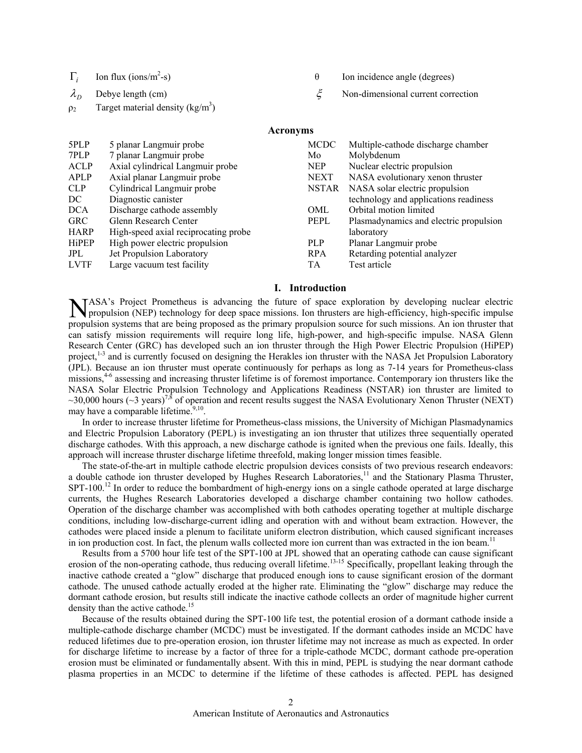| | | | |
|---|---|---|---|
| $\Gamma_i$ | Ion flux (ions/m$^2$-s) | $\theta$ | Ion incidence angle (degrees) |
| $\lambda_D$ | Debye length (cm) | $\xi$ | Non-dimensional current correction |
| $\rho_2$ | Target material density (kg/m$^3$) | | |

**Acronyms**

| | | | |
|---|---|---|---|
| 5PLP | 5 planar Langmuir probe | MCDC | Multiple-cathode discharge chamber |
| 7PLP | 7 planar Langmuir probe | Mo | Molybdenum |
| ACLP | Axial cylindrical Langmuir probe | NEP | Nuclear electric propulsion |
| APLP | Axial planar Langmuir probe | NEXT | NASA evolutionary xenon thruster |
| CLP | Cylindrical Langmuir probe | NSTAR | NASA solar electric propulsion technology and applications readiness |
| DC | Diagnostic canister | OML | Orbital motion limited |
| DCA | Discharge cathode assembly | PEPL | Plasmadynamics and electric propulsion laboratory |
| GRC | Glenn Research Center | PLP | Planar Langmuir probe |
| HARP | High-speed axial reciprocating probe | RPA | Retarding potential analyzer |
| HiPEP | High power electric propulsion | TA | Test article |
| JPL | Jet Propulsion Laboratory | | |
| LVTF | Large vacuum test facility | | |

## I. Introduction

NASA's Project Prometheus is advancing the future of space exploration by developing nuclear electric propulsion (NEP) technology for deep space missions. Ion thrusters are high-efficiency, high-specific impulse propulsion systems that are being proposed as the primary propulsion source for such missions. An ion thruster that can satisfy mission requirements will require long life, high-power, and high-specific impulse. NASA Glenn Research Center (GRC) has developed such an ion thruster through the High Power Electric Propulsion (HiPEP) project,[1-3] and is currently focused on designing the Herakles ion thruster with the NASA Jet Propulsion Laboratory (JPL). Because an ion thruster must operate continuously for perhaps as long as 7-14 years for Prometheus-class missions,[4-6] assessing and increasing thruster lifetime is of foremost importance. Contemporary ion thrusters like the NASA Solar Electric Propulsion Technology and Applications Readiness (NSTAR) ion thruster are limited to ~30,000 hours (~3 years)[7,8] of operation and recent results suggest the NASA Evolutionary Xenon Thruster (NEXT) may have a comparable lifetime.[9,10].

In order to increase thruster lifetime for Prometheus-class missions, the University of Michigan Plasmadynamics and Electric Propulsion Laboratory (PEPL) is investigating an ion thruster that utilizes three sequentially operated discharge cathodes. With this approach, a new discharge cathode is ignited when the previous one fails. Ideally, this approach will increase thruster discharge lifetime threefold, making longer mission times feasible.

The state-of-the-art in multiple cathode electric propulsion devices consists of two previous research endeavors: a double cathode ion thruster developed by Hughes Research Laboratories,[11] and the Stationary Plasma Thruster, SPT-100.[12] In order to reduce the bombardment of high-energy ions on a single cathode operated at large discharge currents, the Hughes Research Laboratories developed a discharge chamber containing two hollow cathodes. Operation of the discharge chamber was accomplished with both cathodes operating together at multiple discharge conditions, including low-discharge-current idling and operation with and without beam extraction. However, the cathodes were placed inside a plenum to facilitate uniform electron distribution, which caused significant increases in ion production cost. In fact, the plenum walls collected more ion current than was extracted in the ion beam.[11]

Results from a 5700 hour life test of the SPT-100 at JPL showed that an operating cathode can cause significant erosion of the non-operating cathode, thus reducing overall lifetime.[13-15] Specifically, propellant leaking through the inactive cathode created a "glow" discharge that produced enough ions to cause significant erosion of the dormant cathode. The unused cathode actually eroded at the higher rate. Eliminating the "glow" discharge may reduce the dormant cathode erosion, but results still indicate the inactive cathode collects an order of magnitude higher current density than the active cathode.[15]

Because of the results obtained during the SPT-100 life test, the potential erosion of a dormant cathode inside a multiple-cathode discharge chamber (MCDC) must be investigated. If the dormant cathodes inside an MCDC have reduced lifetimes due to pre-operation erosion, ion thruster lifetime may not increase as much as expected. In order for discharge lifetime to increase by a factor of three for a triple-cathode MCDC, dormant cathode pre-operation erosion must be eliminated or fundamentally absent. With this in mind, PEPL is studying the near dormant cathode plasma properties in an MCDC to determine if the lifetime of these cathodes is affected. PEPL has designed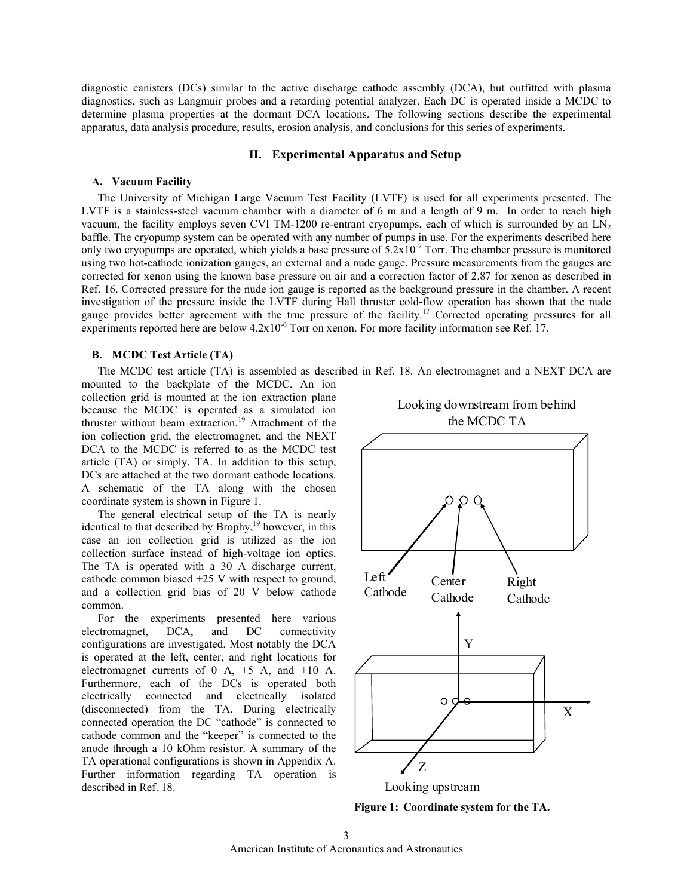diagnostic canisters (DCs) similar to the active discharge cathode assembly (DCA), but outfitted with plasma diagnostics, such as Langmuir probes and a retarding potential analyzer. Each DC is operated inside a MCDC to determine plasma properties at the dormant DCA locations. The following sections describe the experimental apparatus, data analysis procedure, results, erosion analysis, and conclusions for this series of experiments.

## II. Experimental Apparatus and Setup

### A. Vacuum Facility

The University of Michigan Large Vacuum Test Facility (LVTF) is used for all experiments presented. The LVTF is a stainless-steel vacuum chamber with a diameter of 6 m and a length of 9 m. In order to reach high vacuum, the facility employs seven CVI TM-1200 re-entrant cryopumps, each of which is surrounded by an $LN_2$ baffle. The cryopump system can be operated with any number of pumps in use. For the experiments described here only two cryopumps are operated, which yields a base pressure of $5.2\text{x}10^{-7}$ Torr. The chamber pressure is monitored using two hot-cathode ionization gauges, an external and a nude gauge. Pressure measurements from the gauges are corrected for xenon using the known base pressure on air and a correction factor of 2.87 for xenon as described in Ref. 16. Corrected pressure for the nude ion gauge is reported as the background pressure in the chamber. A recent investigation of the pressure inside the LVTF during Hall thruster cold-flow operation has shown that the nude gauge provides better agreement with the true pressure of the facility.[17] Corrected operating pressures for all experiments reported here are below $4.2\text{x}10^{-6}$ Torr on xenon. For more facility information see Ref. 17.

### B. MCDC Test Article (TA)

The MCDC test article (TA) is assembled as described in Ref. 18. An electromagnet and a NEXT DCA are mounted to the backplate of the MCDC. An ion collection grid is mounted at the ion extraction plane because the MCDC is operated as a simulated ion thruster without beam extraction.[19] Attachment of the ion collection grid, the electromagnet, and the NEXT DCA to the MCDC is referred to as the MCDC test article (TA) or simply, TA. In addition to this setup, DCs are attached at the two dormant cathode locations. A schematic of the TA along with the chosen coordinate system is shown in Figure 1.

The general electrical setup of the TA is nearly identical to that described by Brophy,[19] however, in this case an ion collection grid is utilized as the ion collection surface instead of high-voltage ion optics. The TA is operated with a 30 A discharge current, cathode common biased +25 V with respect to ground, and a collection grid bias of 20 V below cathode common.

For the experiments presented here various electromagnet, DCA, and DC connectivity configurations are investigated. Most notably the DCA is operated at the left, center, and right locations for electromagnet currents of 0 A, +5 A, and +10 A. Furthermore, each of the DCs is operated both electrically connected and electrically isolated (disconnected) from the TA. During electrically connected operation the DC "cathode" is connected to cathode common and the "keeper" is connected to the anode through a 10 kOhm resistor. A summary of the TA operational configurations is shown in Appendix A. Further information regarding TA operation is described in Ref. 18.

Looking downstream from behind the MCDC TA

Left Cathode | Center Cathode | Right Cathode

Y | X | Z

Looking upstream

**Figure 1: Coordinate system for the TA.**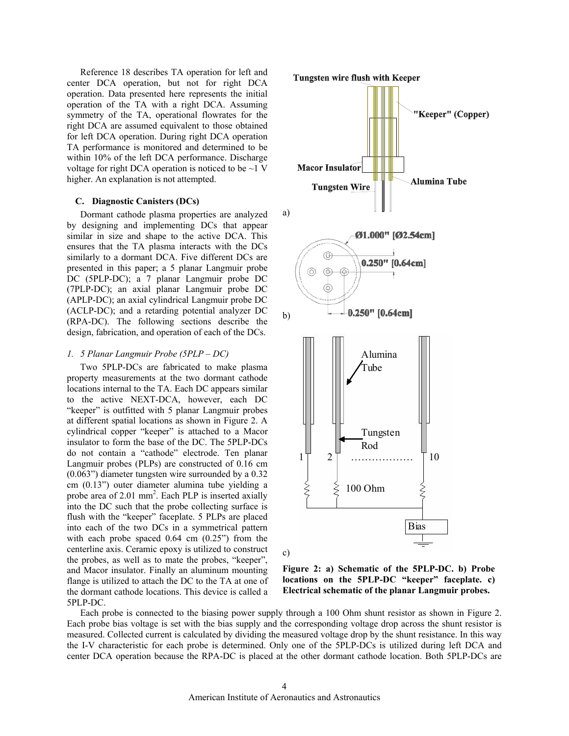Reference 18 describes TA operation for left and center DCA operation, but not for right DCA operation. Data presented here represents the initial operation of the TA with a right DCA. Assuming symmetry of the TA, operational flowrates for the right DCA are assumed equivalent to those obtained for left DCA operation. During right DCA operation TA performance is monitored and determined to be within 10% of the left DCA performance. Discharge voltage for right DCA operation is noticed to be ~1 V higher. An explanation is not attempted.

### C. Diagnostic Canisters (DCs)

Dormant cathode plasma properties are analyzed by designing and implementing DCs that appear similar in size and shape to the active DCA. This ensures that the TA plasma interacts with the DCs similarly to a dormant DCA. Five different DCs are presented in this paper; a 5 planar Langmuir probe DC (5PLP-DC); a 7 planar Langmuir probe DC (7PLP-DC); an axial planar Langmuir probe DC (APLP-DC); an axial cylindrical Langmuir probe DC (ACLP-DC); and a retarding potential analyzer DC (RPA-DC). The following sections describe the design, fabrication, and operation of each of the DCs.

#### *1. 5 Planar Langmuir Probe (5PLP – DC)*

Two 5PLP-DCs are fabricated to make plasma property measurements at the two dormant cathode locations internal to the TA. Each DC appears similar to the active NEXT-DCA, however, each DC "keeper" is outfitted with 5 planar Langmuir probes at different spatial locations as shown in Figure 2. A cylindrical copper "keeper" is attached to a Macor insulator to form the base of the DC. The 5PLP-DCs do not contain a "cathode" electrode. Ten planar Langmuir probes (PLPs) are constructed of 0.16 cm (0.063") diameter tungsten wire surrounded by a 0.32 cm (0.13") outer diameter alumina tube yielding a probe area of 2.01 mm$^2$. Each PLP is inserted axially into the DC such that the probe collecting surface is flush with the "keeper" faceplate. 5 PLPs are placed into each of the two DCs in a symmetrical pattern with each probe spaced 0.64 cm (0.25") from the centerline axis. Ceramic epoxy is utilized to construct the probes, as well as to mate the probes, "keeper", and Macor insulator. Finally an aluminum mounting flange is utilized to attach the DC to the TA at one of the dormant cathode locations. This device is called a 5PLP-DC.

**Figure 2: a) Schematic of the 5PLP-DC. b) Probe locations on the 5PLP-DC "keeper" faceplate. c) Electrical schematic of the planar Langmuir probes.**

Each probe is connected to the biasing power supply through a 100 Ohm shunt resistor as shown in Figure 2. Each probe bias voltage is set with the bias supply and the corresponding voltage drop across the shunt resistor is measured. Collected current is calculated by dividing the measured voltage drop by the shunt resistance. In this way the I-V characteristic for each probe is determined. Only one of the 5PLP-DCs is utilized during left DCA and center DCA operation because the RPA-DC is placed at the other dormant cathode location. Both 5PLP-DCs are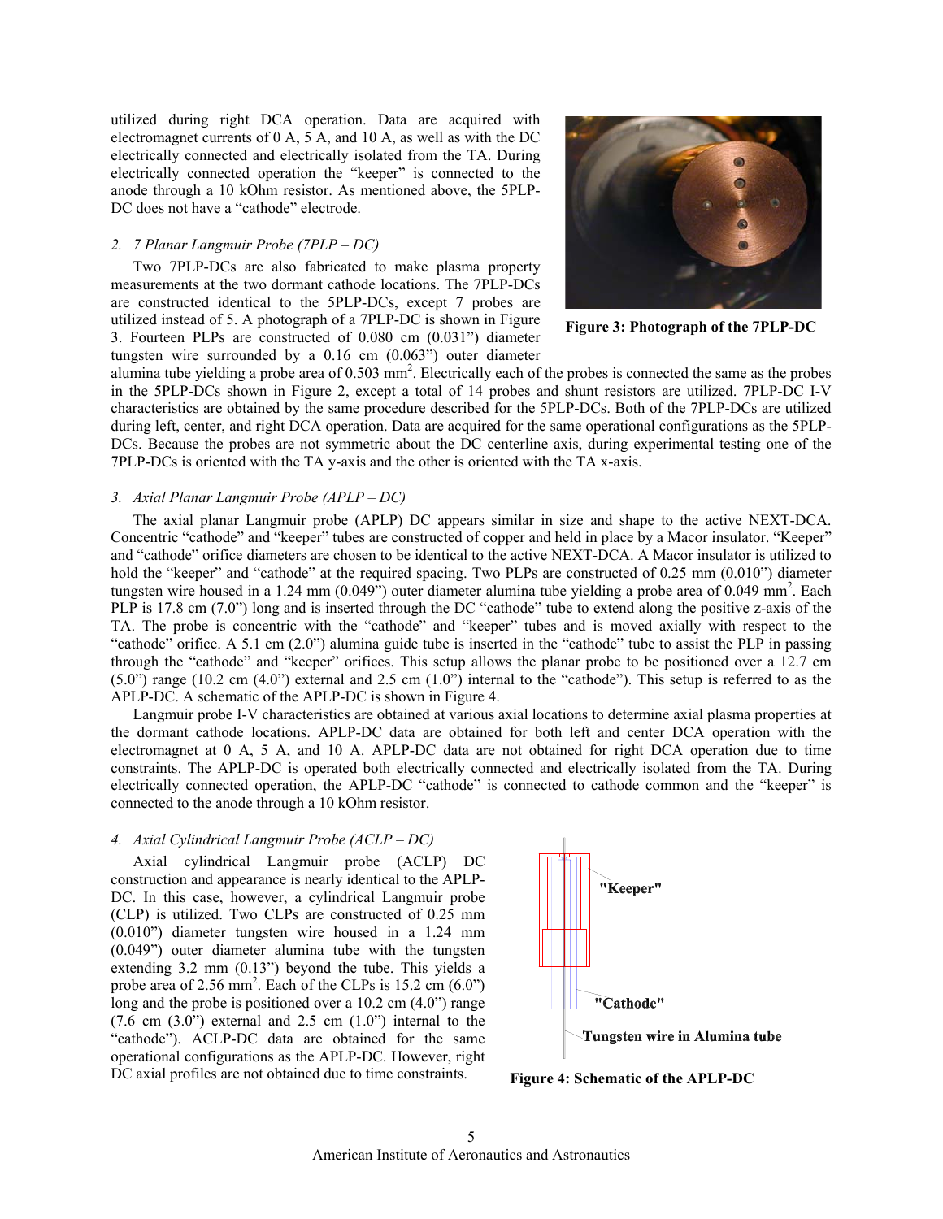utilized during right DCA operation. Data are acquired with electromagnet currents of 0 A, 5 A, and 10 A, as well as with the DC electrically connected and electrically isolated from the TA. During electrically connected operation the "keeper" is connected to the anode through a 10 kOhm resistor. As mentioned above, the 5PLP-DC does not have a "cathode" electrode.

### *2. 7 Planar Langmuir Probe (7PLP – DC)*

Two 7PLP-DCs are also fabricated to make plasma property measurements at the two dormant cathode locations. The 7PLP-DCs are constructed identical to the 5PLP-DCs, except 7 probes are utilized instead of 5. A photograph of a 7PLP-DC is shown in Figure 3. Fourteen PLPs are constructed of 0.080 cm (0.031") diameter tungsten wire surrounded by a 0.16 cm (0.063") outer diameter alumina tube yielding a probe area of 0.503 $mm^2$. Electrically each of the probes is connected the same as the probes in the 5PLP-DCs shown in Figure 2, except a total of 14 probes and shunt resistors are utilized. 7PLP-DC I-V characteristics are obtained by the same procedure described for the 5PLP-DCs. Both of the 7PLP-DCs are utilized during left, center, and right DCA operation. Data are acquired for the same operational configurations as the 5PLP-DCs. Because the probes are not symmetric about the DC centerline axis, during experimental testing one of the 7PLP-DCs is oriented with the TA y-axis and the other is oriented with the TA x-axis.

**Figure 3: Photograph of the 7PLP-DC**

### *3. Axial Planar Langmuir Probe (APLP – DC)*

The axial planar Langmuir probe (APLP) DC appears similar in size and shape to the active NEXT-DCA. Concentric "cathode" and "keeper" tubes are constructed of copper and held in place by a Macor insulator. "Keeper" and "cathode" orifice diameters are chosen to be identical to the active NEXT-DCA. A Macor insulator is utilized to hold the "keeper" and "cathode" at the required spacing. Two PLPs are constructed of 0.25 mm (0.010") diameter tungsten wire housed in a 1.24 mm (0.049") outer diameter alumina tube yielding a probe area of 0.049 $mm^2$. Each PLP is 17.8 cm (7.0") long and is inserted through the DC "cathode" tube to extend along the positive z-axis of the TA. The probe is concentric with the "cathode" and "keeper" tubes and is moved axially with respect to the "cathode" orifice. A 5.1 cm (2.0") alumina guide tube is inserted in the "cathode" tube to assist the PLP in passing through the "cathode" and "keeper" orifices. This setup allows the planar probe to be positioned over a 12.7 cm (5.0") range (10.2 cm (4.0") external and 2.5 cm (1.0") internal to the "cathode"). This setup is referred to as the APLP-DC. A schematic of the APLP-DC is shown in Figure 4.

Langmuir probe I-V characteristics are obtained at various axial locations to determine axial plasma properties at the dormant cathode locations. APLP-DC data are obtained for both left and center DCA operation with the electromagnet at 0 A, 5 A, and 10 A. APLP-DC data are not obtained for right DCA operation due to time constraints. The APLP-DC is operated both electrically connected and electrically isolated from the TA. During electrically connected operation, the APLP-DC "cathode" is connected to cathode common and the "keeper" is connected to the anode through a 10 kOhm resistor.

### *4. Axial Cylindrical Langmuir Probe (ACLP – DC)*

Axial cylindrical Langmuir probe (ACLP) DC construction and appearance is nearly identical to the APLP-DC. In this case, however, a cylindrical Langmuir probe (CLP) is utilized. Two CLPs are constructed of 0.25 mm (0.010") diameter tungsten wire housed in a 1.24 mm (0.049") outer diameter alumina tube with the tungsten extending 3.2 mm (0.13") beyond the tube. This yields a probe area of 2.56 $mm^2$. Each of the CLPs is 15.2 cm (6.0") long and the probe is positioned over a 10.2 cm (4.0") range (7.6 cm (3.0") external and 2.5 cm (1.0") internal to the "cathode"). ACLP-DC data are obtained for the same operational configurations as the APLP-DC. However, right DC axial profiles are not obtained due to time constraints.

"Keeper"

"Cathode"

Tungsten wire in Alumina tube

**Figure 4: Schematic of the APLP-DC**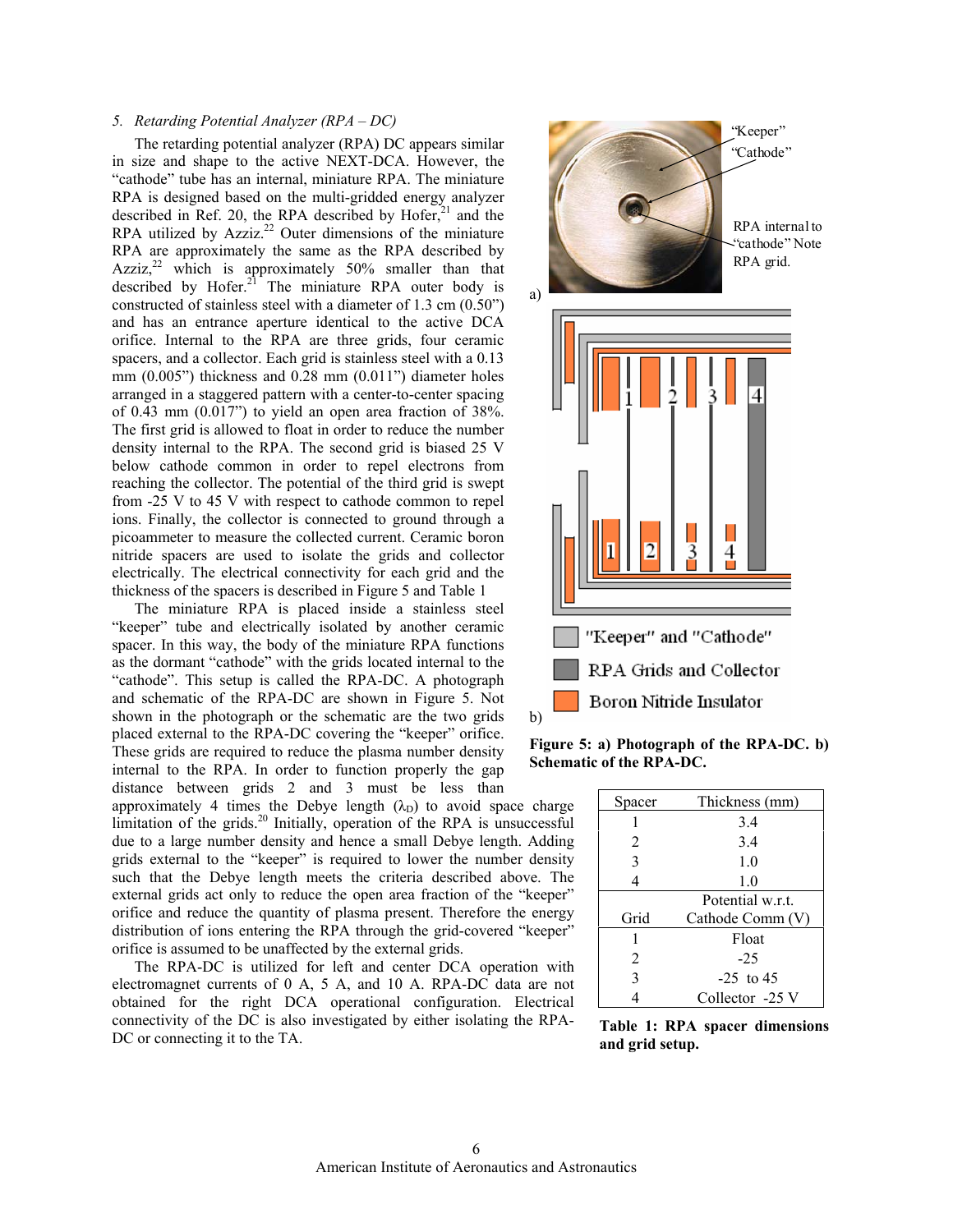*5. Retarding Potential Analyzer (RPA – DC)*

The retarding potential analyzer (RPA) DC appears similar in size and shape to the active NEXT-DCA. However, the "cathode" tube has an internal, miniature RPA. The miniature RPA is designed based on the multi-gridded energy analyzer described in Ref. 20, the RPA described by Hofer,[21] and the RPA utilized by Azziz.[22] Outer dimensions of the miniature RPA are approximately the same as the RPA described by Azziz,[22] which is approximately 50% smaller than that described by Hofer.[21] The miniature RPA outer body is constructed of stainless steel with a diameter of 1.3 cm (0.50") and has an entrance aperture identical to the active DCA orifice. Internal to the RPA are three grids, four ceramic spacers, and a collector. Each grid is stainless steel with a 0.13 mm (0.005") thickness and 0.28 mm (0.011") diameter holes arranged in a staggered pattern with a center-to-center spacing of 0.43 mm (0.017") to yield an open area fraction of 38%. The first grid is allowed to float in order to reduce the number density internal to the RPA. The second grid is biased 25 V below cathode common in order to repel electrons from reaching the collector. The potential of the third grid is swept from -25 V to 45 V with respect to cathode common to repel ions. Finally, the collector is connected to ground through a picoammeter to measure the collected current. Ceramic boron nitride spacers are used to isolate the grids and collector electrically. The electrical connectivity for each grid and the thickness of the spacers is described in Figure 5 and Table 1

The miniature RPA is placed inside a stainless steel "keeper" tube and electrically isolated by another ceramic spacer. In this way, the body of the miniature RPA functions as the dormant "cathode" with the grids located internal to the "cathode". This setup is called the RPA-DC. A photograph and schematic of the RPA-DC are shown in Figure 5. Not shown in the photograph or the schematic are the two grids placed external to the RPA-DC covering the "keeper" orifice. These grids are required to reduce the plasma number density internal to the RPA. In order to function properly the gap distance between grids 2 and 3 must be less than approximately 4 times the Debye length ($\lambda_D$) to avoid space charge limitation of the grids.[20] Initially, operation of the RPA is unsuccessful due to a large number density and hence a small Debye length. Adding grids external to the "keeper" is required to lower the number density such that the Debye length meets the criteria described above. The external grids act only to reduce the open area fraction of the "keeper" orifice and reduce the quantity of plasma present. Therefore the energy distribution of ions entering the RPA through the grid-covered "keeper" orifice is assumed to be unaffected by the external grids.

The RPA-DC is utilized for left and center DCA operation with electromagnet currents of 0 A, 5 A, and 10 A. RPA-DC data are not obtained for the right DCA operational configuration. Electrical connectivity of the DC is also investigated by either isolating the RPA-DC or connecting it to the TA.

**Figure 5: a) Photograph of the RPA-DC. b) Schematic of the RPA-DC.**

| Spacer | Thickness (mm) |
|---|---|
| 1 | 3.4 |
| 2 | 3.4 |
| 3 | 1.0 |
| 4 | 1.0 |
| **Grid** | **Potential w.r.t. Cathode Comm (V)** |
| 1 | Float |
| 2 | -25 |
| 3 | -25 to 45 |
| 4 | Collector -25 V |

**Table 1: RPA spacer dimensions and grid setup.**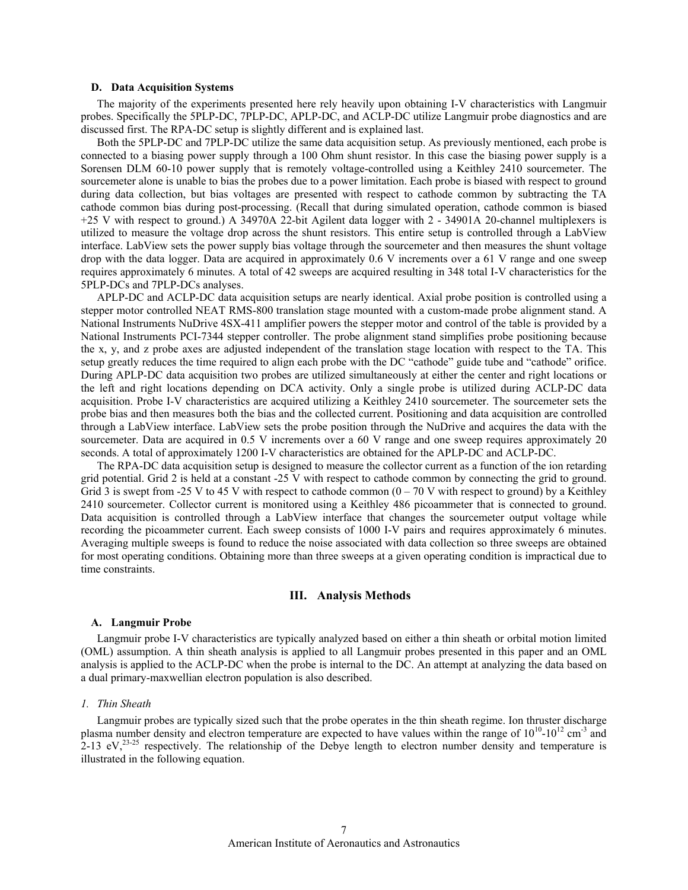### D. Data Acquisition Systems

The majority of the experiments presented here rely heavily upon obtaining I-V characteristics with Langmuir probes. Specifically the 5PLP-DC, 7PLP-DC, APLP-DC, and ACLP-DC utilize Langmuir probe diagnostics and are discussed first. The RPA-DC setup is slightly different and is explained last.

Both the 5PLP-DC and 7PLP-DC utilize the same data acquisition setup. As previously mentioned, each probe is connected to a biasing power supply through a 100 Ohm shunt resistor. In this case the biasing power supply is a Sorensen DLM 60-10 power supply that is remotely voltage-controlled using a Keithley 2410 sourcemeter. The sourcemeter alone is unable to bias the probes due to a power limitation. Each probe is biased with respect to ground during data collection, but bias voltages are presented with respect to cathode common by subtracting the TA cathode common bias during post-processing. (Recall that during simulated operation, cathode common is biased +25 V with respect to ground.) A 34970A 22-bit Agilent data logger with 2 - 34901A 20-channel multiplexers is utilized to measure the voltage drop across the shunt resistors. This entire setup is controlled through a LabView interface. LabView sets the power supply bias voltage through the sourcemeter and then measures the shunt voltage drop with the data logger. Data are acquired in approximately 0.6 V increments over a 61 V range and one sweep requires approximately 6 minutes. A total of 42 sweeps are acquired resulting in 348 total I-V characteristics for the 5PLP-DCs and 7PLP-DCs analyses.

APLP-DC and ACLP-DC data acquisition setups are nearly identical. Axial probe position is controlled using a stepper motor controlled NEAT RMS-800 translation stage mounted with a custom-made probe alignment stand. A National Instruments NuDrive 4SX-411 amplifier powers the stepper motor and control of the table is provided by a National Instruments PCI-7344 stepper controller. The probe alignment stand simplifies probe positioning because the x, y, and z probe axes are adjusted independent of the translation stage location with respect to the TA. This setup greatly reduces the time required to align each probe with the DC "cathode" guide tube and "cathode" orifice. During APLP-DC data acquisition two probes are utilized simultaneously at either the center and right locations or the left and right locations depending on DCA activity. Only a single probe is utilized during ACLP-DC data acquisition. Probe I-V characteristics are acquired utilizing a Keithley 2410 sourcemeter. The sourcemeter sets the probe bias and then measures both the bias and the collected current. Positioning and data acquisition are controlled through a LabView interface. LabView sets the probe position through the NuDrive and acquires the data with the sourcemeter. Data are acquired in 0.5 V increments over a 60 V range and one sweep requires approximately 20 seconds. A total of approximately 1200 I-V characteristics are obtained for the APLP-DC and ACLP-DC.

The RPA-DC data acquisition setup is designed to measure the collector current as a function of the ion retarding grid potential. Grid 2 is held at a constant -25 V with respect to cathode common by connecting the grid to ground. Grid 3 is swept from -25 V to 45 V with respect to cathode common (0 – 70 V with respect to ground) by a Keithley 2410 sourcemeter. Collector current is monitored using a Keithley 486 picoammeter that is connected to ground. Data acquisition is controlled through a LabView interface that changes the sourcemeter output voltage while recording the picoammeter current. Each sweep consists of 1000 I-V pairs and requires approximately 6 minutes. Averaging multiple sweeps is found to reduce the noise associated with data collection so three sweeps are obtained for most operating conditions. Obtaining more than three sweeps at a given operating condition is impractical due to time constraints.

## III. Analysis Methods

### A. Langmuir Probe

Langmuir probe I-V characteristics are typically analyzed based on either a thin sheath or orbital motion limited (OML) assumption. A thin sheath analysis is applied to all Langmuir probes presented in this paper and an OML analysis is applied to the ACLP-DC when the probe is internal to the DC. An attempt at analyzing the data based on a dual primary-maxwellian electron population is also described.

#### *1. Thin Sheath*

Langmuir probes are typically sized such that the probe operates in the thin sheath regime. Ion thruster discharge plasma number density and electron temperature are expected to have values within the range of $10^{10}$-$10^{12}$ cm$^{-3}$ and 2-13 eV,[23-25] respectively. The relationship of the Debye length to electron number density and temperature is illustrated in the following equation.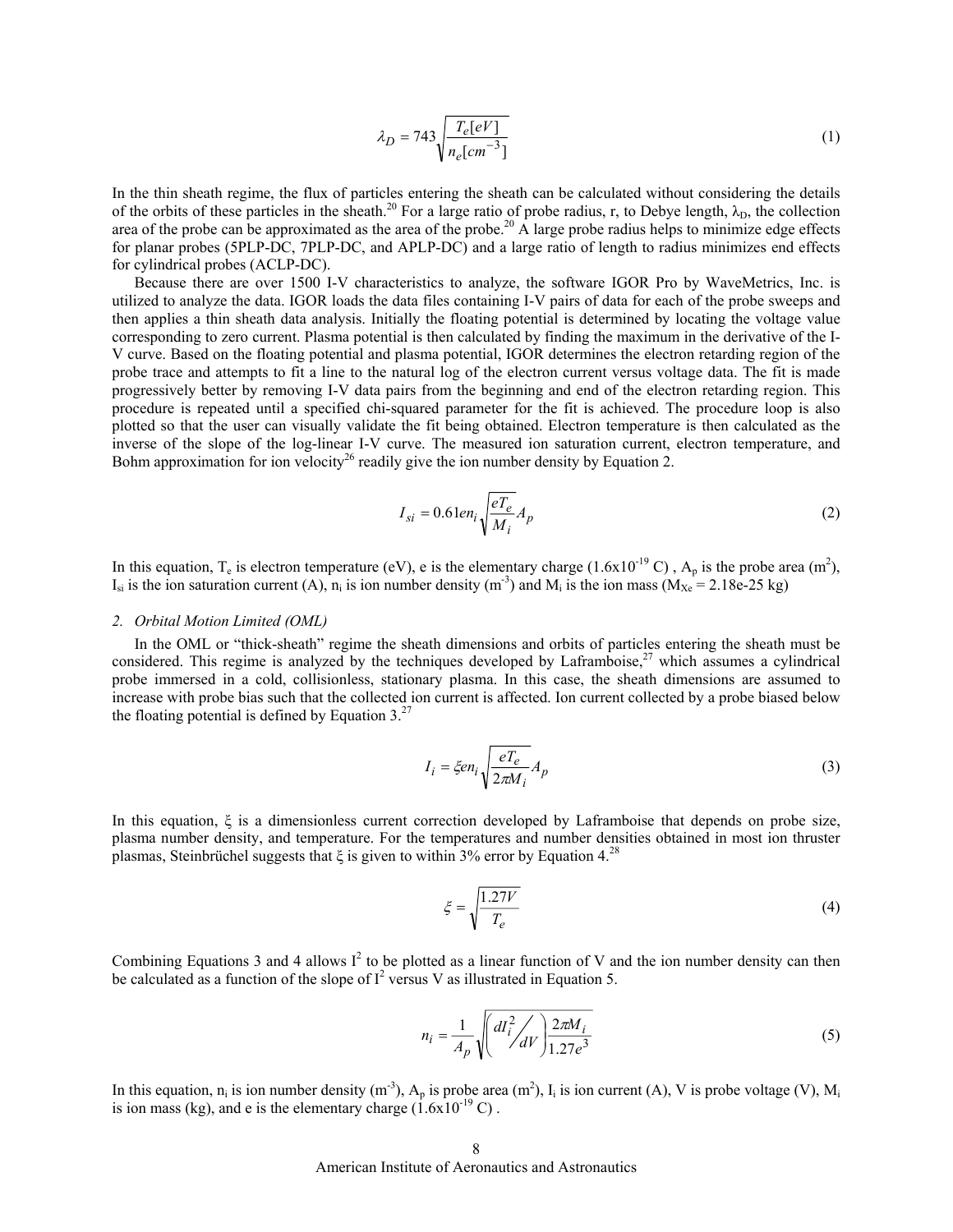$$\lambda_D = 743\sqrt{\frac{T_e[eV]}{n_e[cm^{-3}]}} \tag{1}$$

In the thin sheath regime, the flux of particles entering the sheath can be calculated without considering the details of the orbits of these particles in the sheath.[20] For a large ratio of probe radius, r, to Debye length, $\lambda_D$, the collection area of the probe can be approximated as the area of the probe.[20] A large probe radius helps to minimize edge effects for planar probes (5PLP-DC, 7PLP-DC, and APLP-DC) and a large ratio of length to radius minimizes end effects for cylindrical probes (ACLP-DC).

Because there are over 1500 I-V characteristics to analyze, the software IGOR Pro by WaveMetrics, Inc. is utilized to analyze the data. IGOR loads the data files containing I-V pairs of data for each of the probe sweeps and then applies a thin sheath data analysis. Initially the floating potential is determined by locating the voltage value corresponding to zero current. Plasma potential is then calculated by finding the maximum in the derivative of the I-V curve. Based on the floating potential and plasma potential, IGOR determines the electron retarding region of the probe trace and attempts to fit a line to the natural log of the electron current versus voltage data. The fit is made progressively better by removing I-V data pairs from the beginning and end of the electron retarding region. This procedure is repeated until a specified chi-squared parameter for the fit is achieved. The procedure loop is also plotted so that the user can visually validate the fit being obtained. Electron temperature is then calculated as the inverse of the slope of the log-linear I-V curve. The measured ion saturation current, electron temperature, and Bohm approximation for ion velocity[26] readily give the ion number density by Equation 2.

$$I_{si} = 0.61 e n_i \sqrt{\frac{eT_e}{M_i}} A_p \tag{2}$$

In this equation, $T_e$ is electron temperature (eV), e is the elementary charge ($1.6 \times 10^{-19}$ C) , $A_p$ is the probe area ($m^2$), $I_{si}$ is the ion saturation current (A), $n_i$ is ion number density ($m^{-3}$) and $M_i$ is the ion mass ($M_{Xe}$ = 2.18e-25 kg)

### 2. Orbital Motion Limited (OML)

In the OML or "thick-sheath" regime the sheath dimensions and orbits of particles entering the sheath must be considered. This regime is analyzed by the techniques developed by Laframboise,[27] which assumes a cylindrical probe immersed in a cold, collisionless, stationary plasma. In this case, the sheath dimensions are assumed to increase with probe bias such that the collected ion current is affected. Ion current collected by a probe biased below the floating potential is defined by Equation 3.[27]

$$I_i = \xi e n_i \sqrt{\frac{eT_e}{2\pi M_i}} A_p \tag{3}$$

In this equation, $\xi$ is a dimensionless current correction developed by Laframboise that depends on probe size, plasma number density, and temperature. For the temperatures and number densities obtained in most ion thruster plasmas, Steinbrüchel suggests that $\xi$ is given to within 3% error by Equation 4.[28]

$$\xi = \sqrt{\frac{1.27V}{T_e}} \tag{4}$$

Combining Equations 3 and 4 allows $I^2$ to be plotted as a linear function of V and the ion number density can then be calculated as a function of the slope of $I^2$ versus V as illustrated in Equation 5.

$$n_i = \frac{1}{A_p}\sqrt{\left(\frac{dI_i^2}{dV}\right)\frac{2\pi M_i}{1.27e^3}} \tag{5}$$

In this equation, $n_i$ is ion number density ($m^{-3}$), $A_p$ is probe area ($m^2$), $I_i$ is ion current (A), V is probe voltage (V), $M_i$ is ion mass (kg), and e is the elementary charge ($1.6 \times 10^{-19}$ C) .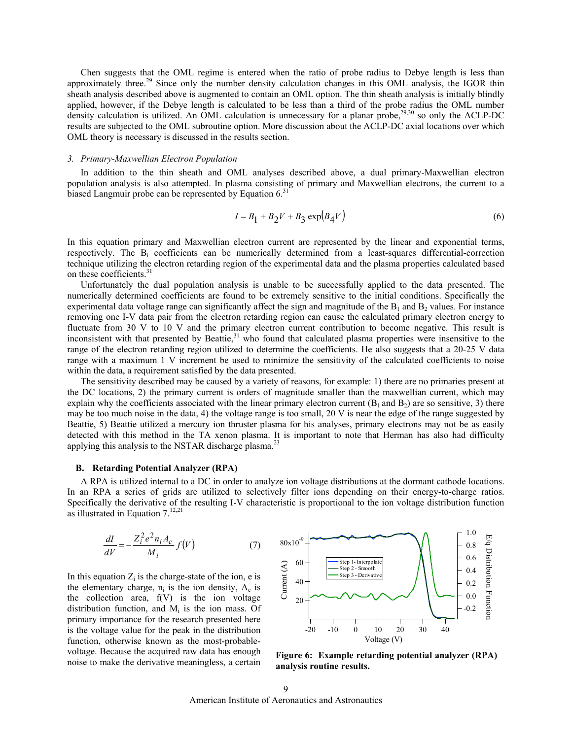Chen suggests that the OML regime is entered when the ratio of probe radius to Debye length is less than approximately three.[29] Since only the number density calculation changes in this OML analysis, the IGOR thin sheath analysis described above is augmented to contain an OML option. The thin sheath analysis is initially blindly applied, however, if the Debye length is calculated to be less than a third of the probe radius the OML number density calculation is utilized. An OML calculation is unnecessary for a planar probe,[29,30] so only the ACLP-DC results are subjected to the OML subroutine option. More discussion about the ACLP-DC axial locations over which OML theory is necessary is discussed in the results section.

### *3. Primary-Maxwellian Electron Population*

In addition to the thin sheath and OML analyses described above, a dual primary-Maxwellian electron population analysis is also attempted. In plasma consisting of primary and Maxwellian electrons, the current to a biased Langmuir probe can be represented by Equation 6.[31]

$$I = B_1 + B_2 V + B_3 \exp(B_4 V) \tag{6}$$

In this equation primary and Maxwellian electron current are represented by the linear and exponential terms, respectively. The $B_i$ coefficients can be numerically determined from a least-squares differential-correction technique utilizing the electron retarding region of the experimental data and the plasma properties calculated based on these coefficients.[31]

Unfortunately the dual population analysis is unable to be successfully applied to the data presented. The numerically determined coefficients are found to be extremely sensitive to the initial conditions. Specifically the experimental data voltage range can significantly affect the sign and magnitude of the $B_1$ and $B_2$ values. For instance removing one I-V data pair from the electron retarding region can cause the calculated primary electron energy to fluctuate from 30 V to 10 V and the primary electron current contribution to become negative. This result is inconsistent with that presented by Beattie,[31] who found that calculated plasma properties were insensitive to the range of the electron retarding region utilized to determine the coefficients. He also suggests that a 20-25 V data range with a maximum 1 V increment be used to minimize the sensitivity of the calculated coefficients to noise within the data, a requirement satisfied by the data presented.

The sensitivity described may be caused by a variety of reasons, for example: 1) there are no primaries present at the DC locations, 2) the primary current is orders of magnitude smaller than the maxwellian current, which may explain why the coefficients associated with the linear primary electron current ($B_1$ and $B_2$) are so sensitive, 3) there may be too much noise in the data, 4) the voltage range is too small, 20 V is near the edge of the range suggested by Beattie, 5) Beattie utilized a mercury ion thruster plasma for his analyses, primary electrons may not be as easily detected with this method in the TA xenon plasma. It is important to note that Herman has also had difficulty applying this analysis to the NSTAR discharge plasma.[23]

## B. Retarding Potential Analyzer (RPA)

A RPA is utilized internal to a DC in order to analyze ion voltage distributions at the dormant cathode locations. In an RPA a series of grids are utilized to selectively filter ions depending on their energy-to-charge ratios. Specifically the derivative of the resulting I-V characteristic is proportional to the ion voltage distribution function as illustrated in Equation 7.[12,21]

$$\frac{dI}{dV} = -\frac{Z_i^2 e^2 n_i A_c}{M_i} f(V) \tag{7}$$

In this equation $Z_i$ is the charge-state of the ion, e is the elementary charge, $n_i$ is the ion density, $A_c$ is the collection area, f(V) is the ion voltage distribution function, and $M_i$ is the ion mass. Of primary importance for the research presented here is the voltage value for the peak in the distribution function, otherwise known as the most-probable-voltage. Because the acquired raw data has enough noise to make the derivative meaningless, a certain

**Figure 6: Example retarding potential analyzer (RPA) analysis routine results.**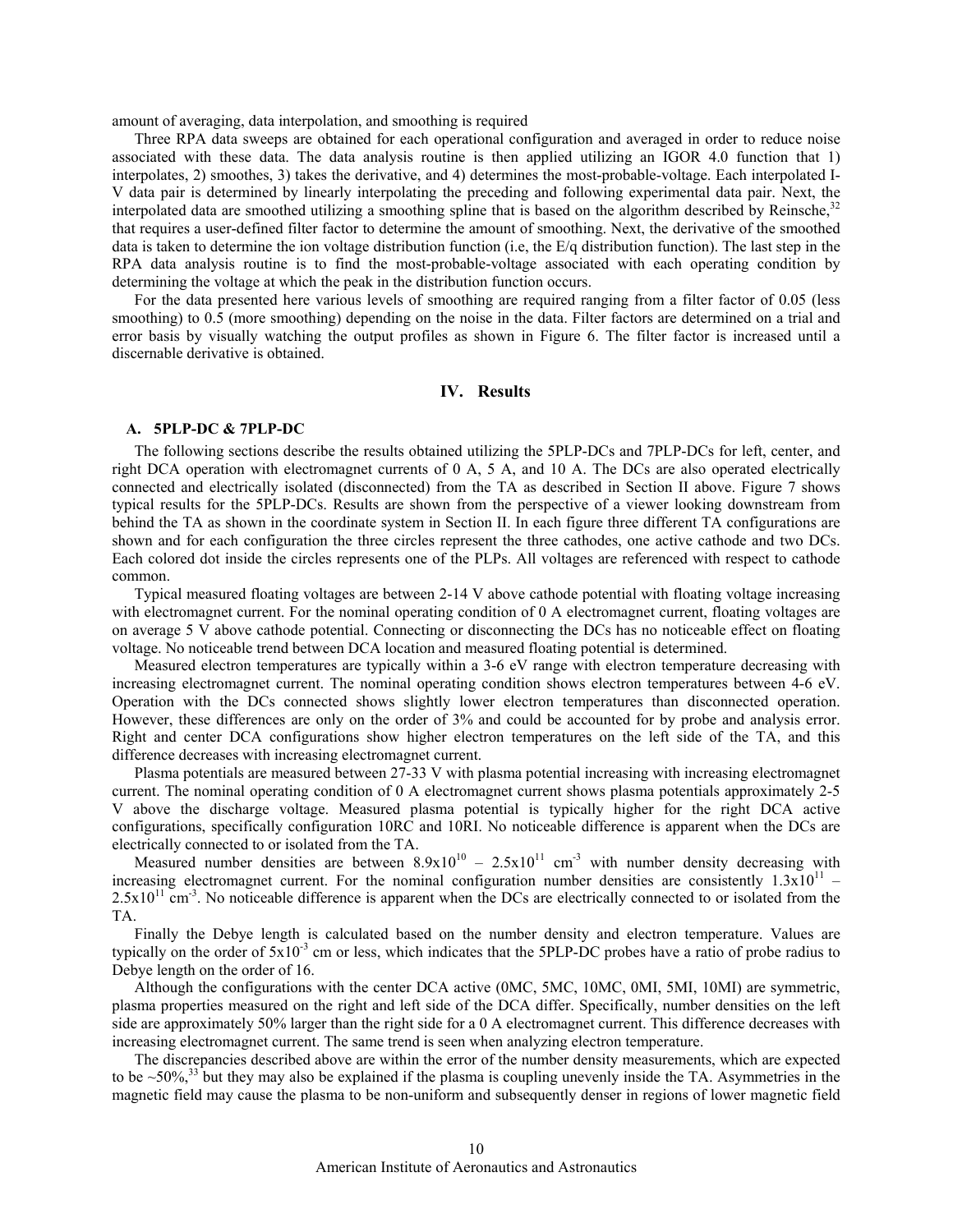amount of averaging, data interpolation, and smoothing is required

Three RPA data sweeps are obtained for each operational configuration and averaged in order to reduce noise associated with these data. The data analysis routine is then applied utilizing an IGOR 4.0 function that 1) interpolates, 2) smoothes, 3) takes the derivative, and 4) determines the most-probable-voltage. Each interpolated I-V data pair is determined by linearly interpolating the preceding and following experimental data pair. Next, the interpolated data are smoothed utilizing a smoothing spline that is based on the algorithm described by Reinsche,[32] that requires a user-defined filter factor to determine the amount of smoothing. Next, the derivative of the smoothed data is taken to determine the ion voltage distribution function (i.e, the E/q distribution function). The last step in the RPA data analysis routine is to find the most-probable-voltage associated with each operating condition by determining the voltage at which the peak in the distribution function occurs.

For the data presented here various levels of smoothing are required ranging from a filter factor of 0.05 (less smoothing) to 0.5 (more smoothing) depending on the noise in the data. Filter factors are determined on a trial and error basis by visually watching the output profiles as shown in Figure 6. The filter factor is increased until a discernable derivative is obtained.

## IV. Results

### A. 5PLP-DC & 7PLP-DC

The following sections describe the results obtained utilizing the 5PLP-DCs and 7PLP-DCs for left, center, and right DCA operation with electromagnet currents of 0 A, 5 A, and 10 A. The DCs are also operated electrically connected and electrically isolated (disconnected) from the TA as described in Section II above. Figure 7 shows typical results for the 5PLP-DCs. Results are shown from the perspective of a viewer looking downstream from behind the TA as shown in the coordinate system in Section II. In each figure three different TA configurations are shown and for each configuration the three circles represent the three cathodes, one active cathode and two DCs. Each colored dot inside the circles represents one of the PLPs. All voltages are referenced with respect to cathode common.

Typical measured floating voltages are between 2-14 V above cathode potential with floating voltage increasing with electromagnet current. For the nominal operating condition of 0 A electromagnet current, floating voltages are on average 5 V above cathode potential. Connecting or disconnecting the DCs has no noticeable effect on floating voltage. No noticeable trend between DCA location and measured floating potential is determined.

Measured electron temperatures are typically within a 3-6 eV range with electron temperature decreasing with increasing electromagnet current. The nominal operating condition shows electron temperatures between 4-6 eV. Operation with the DCs connected shows slightly lower electron temperatures than disconnected operation. However, these differences are only on the order of 3% and could be accounted for by probe and analysis error. Right and center DCA configurations show higher electron temperatures on the left side of the TA, and this difference decreases with increasing electromagnet current.

Plasma potentials are measured between 27-33 V with plasma potential increasing with increasing electromagnet current. The nominal operating condition of 0 A electromagnet current shows plasma potentials approximately 2-5 V above the discharge voltage. Measured plasma potential is typically higher for the right DCA active configurations, specifically configuration 10RC and 10RI. No noticeable difference is apparent when the DCs are electrically connected to or isolated from the TA.

Measured number densities are between $8.9\times10^{10}$ – $2.5\times10^{11}$ cm$^{-3}$ with number density decreasing with increasing electromagnet current. For the nominal configuration number densities are consistently $1.3\times10^{11}$ – $2.5\times10^{11}$ cm$^{-3}$. No noticeable difference is apparent when the DCs are electrically connected to or isolated from the TA.

Finally the Debye length is calculated based on the number density and electron temperature. Values are typically on the order of $5\times10^{-3}$ cm or less, which indicates that the 5PLP-DC probes have a ratio of probe radius to Debye length on the order of 16.

Although the configurations with the center DCA active (0MC, 5MC, 10MC, 0MI, 5MI, 10MI) are symmetric, plasma properties measured on the right and left side of the DCA differ. Specifically, number densities on the left side are approximately 50% larger than the right side for a 0 A electromagnet current. This difference decreases with increasing electromagnet current. The same trend is seen when analyzing electron temperature.

The discrepancies described above are within the error of the number density measurements, which are expected to be ~50%,[33] but they may also be explained if the plasma is coupling unevenly inside the TA. Asymmetries in the magnetic field may cause the plasma to be non-uniform and subsequently denser in regions of lower magnetic field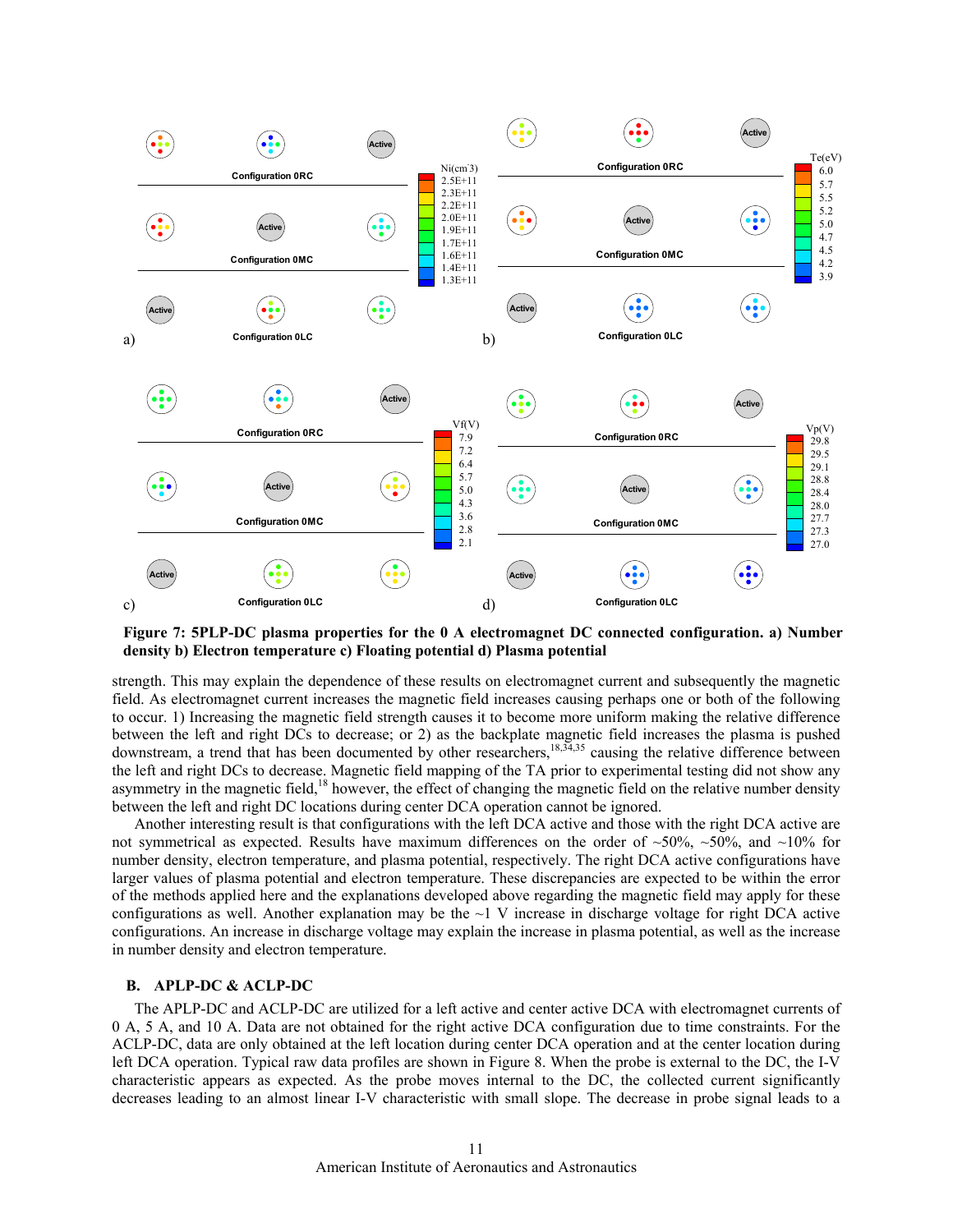**Figure 7: 5PLP-DC plasma properties for the 0 A electromagnet DC connected configuration. a) Number density b) Electron temperature c) Floating potential d) Plasma potential**

strength. This may explain the dependence of these results on electromagnet current and subsequently the magnetic field. As electromagnet current increases the magnetic field increases causing perhaps one or both of the following to occur. 1) Increasing the magnetic field strength causes it to become more uniform making the relative difference between the left and right DCs to decrease; or 2) as the backplate magnetic field increases the plasma is pushed downstream, a trend that has been documented by other researchers,[18,34,35] causing the relative difference between the left and right DCs to decrease. Magnetic field mapping of the TA prior to experimental testing did not show any asymmetry in the magnetic field,[18] however, the effect of changing the magnetic field on the relative number density between the left and right DC locations during center DCA operation cannot be ignored.

Another interesting result is that configurations with the left DCA active and those with the right DCA active are not symmetrical as expected. Results have maximum differences on the order of ~50%, ~50%, and ~10% for number density, electron temperature, and plasma potential, respectively. The right DCA active configurations have larger values of plasma potential and electron temperature. These discrepancies are expected to be within the error of the methods applied here and the explanations developed above regarding the magnetic field may apply for these configurations as well. Another explanation may be the ~1 V increase in discharge voltage for right DCA active configurations. An increase in discharge voltage may explain the increase in plasma potential, as well as the increase in number density and electron temperature.

## B. APLP-DC & ACLP-DC

The APLP-DC and ACLP-DC are utilized for a left active and center active DCA with electromagnet currents of 0 A, 5 A, and 10 A. Data are not obtained for the right active DCA configuration due to time constraints. For the ACLP-DC, data are only obtained at the left location during center DCA operation and at the center location during left DCA operation. Typical raw data profiles are shown in Figure 8. When the probe is external to the DC, the I-V characteristic appears as expected. As the probe moves internal to the DC, the collected current significantly decreases leading to an almost linear I-V characteristic with small slope. The decrease in probe signal leads to a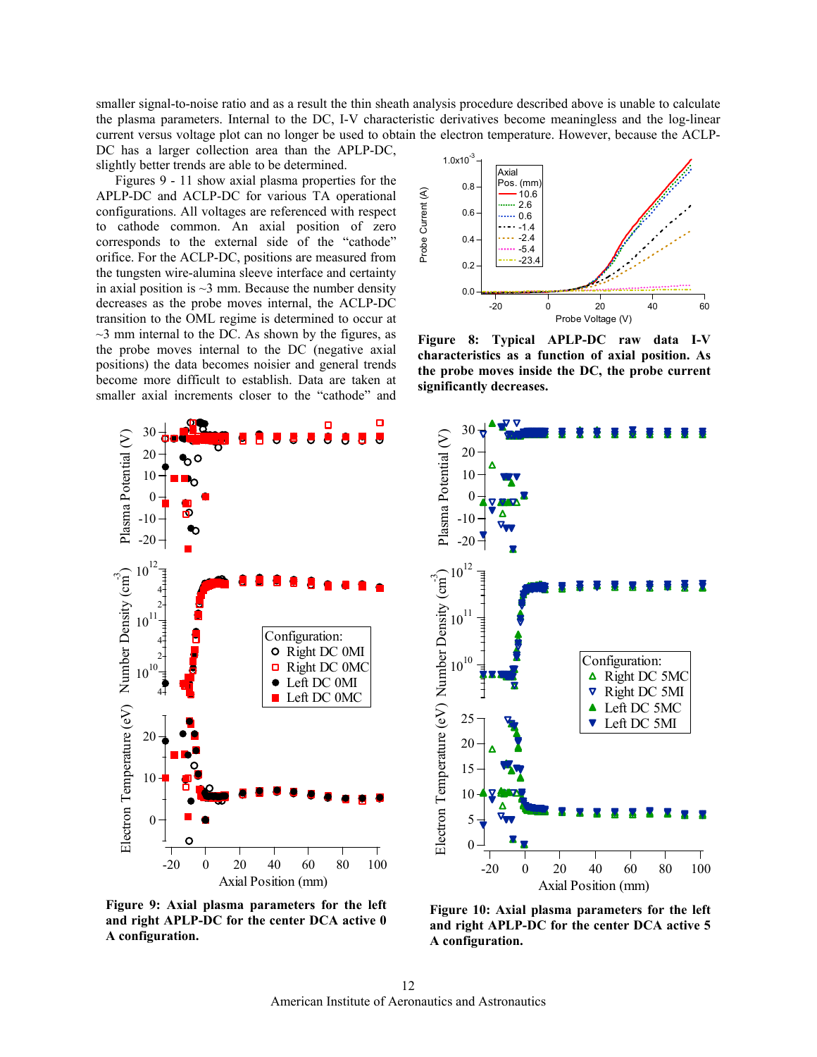smaller signal-to-noise ratio and as a result the thin sheath analysis procedure described above is unable to calculate the plasma parameters. Internal to the DC, I-V characteristic derivatives become meaningless and the log-linear current versus voltage plot can no longer be used to obtain the electron temperature. However, because the ACLP-DC has a larger collection area than the APLP-DC, slightly better trends are able to be determined.

Figures 9 - 11 show axial plasma properties for the APLP-DC and ACLP-DC for various TA operational configurations. All voltages are referenced with respect to cathode common. An axial position of zero corresponds to the external side of the "cathode" orifice. For the ACLP-DC, positions are measured from the tungsten wire-alumina sleeve interface and certainty in axial position is ~3 mm. Because the number density decreases as the probe moves internal, the ACLP-DC transition to the OML regime is determined to occur at ~3 mm internal to the DC. As shown by the figures, as the probe moves internal to the DC (negative axial positions) the data becomes noisier and general trends become more difficult to establish. Data are taken at smaller axial increments closer to the "cathode" and

**Figure 8: Typical APLP-DC raw data I-V characteristics as a function of axial position. As the probe moves inside the DC, the probe current significantly decreases.**

**Figure 9: Axial plasma parameters for the left and right APLP-DC for the center DCA active 0 A configuration.**

**Figure 10: Axial plasma parameters for the left and right APLP-DC for the center DCA active 5 A configuration.**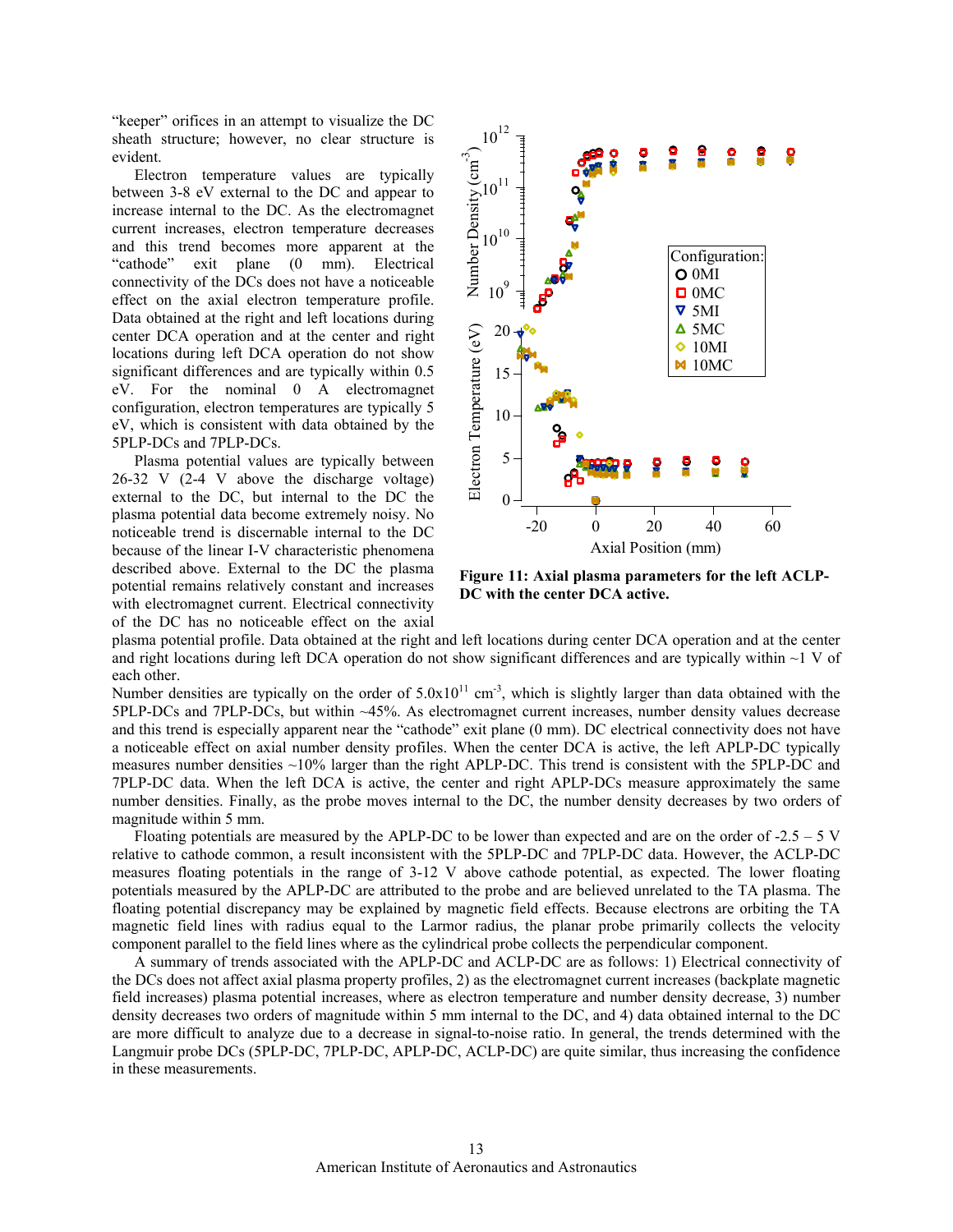"keeper" orifices in an attempt to visualize the DC sheath structure; however, no clear structure is evident.

Electron temperature values are typically between 3-8 eV external to the DC and appear to increase internal to the DC. As the electromagnet current increases, electron temperature decreases and this trend becomes more apparent at the "cathode" exit plane (0 mm). Electrical connectivity of the DCs does not have a noticeable effect on the axial electron temperature profile. Data obtained at the right and left locations during center DCA operation and at the center and right locations during left DCA operation do not show significant differences and are typically within 0.5 eV. For the nominal 0 A electromagnet configuration, electron temperatures are typically 5 eV, which is consistent with data obtained by the 5PLP-DCs and 7PLP-DCs.

Plasma potential values are typically between 26-32 V (2-4 V above the discharge voltage) external to the DC, but internal to the DC the plasma potential data become extremely noisy. No noticeable trend is discernable internal to the DC because of the linear I-V characteristic phenomena described above. External to the DC the plasma potential remains relatively constant and increases with electromagnet current. Electrical connectivity of the DC has no noticeable effect on the axial plasma potential profile. Data obtained at the right and left locations during center DCA operation and at the center and right locations during left DCA operation do not show significant differences and are typically within ~1 V of each other.

**Figure 11: Axial plasma parameters for the left ACLP-DC with the center DCA active.**

Number densities are typically on the order of $5.0 \times 10^{11}$ cm$^{-3}$, which is slightly larger than data obtained with the 5PLP-DCs and 7PLP-DCs, but within ~45%. As electromagnet current increases, number density values decrease and this trend is especially apparent near the "cathode" exit plane (0 mm). DC electrical connectivity does not have a noticeable effect on axial number density profiles. When the center DCA is active, the left APLP-DC typically measures number densities ~10% larger than the right APLP-DC. This trend is consistent with the 5PLP-DC and 7PLP-DC data. When the left DCA is active, the center and right APLP-DCs measure approximately the same number densities. Finally, as the probe moves internal to the DC, the number density decreases by two orders of magnitude within 5 mm.

Floating potentials are measured by the APLP-DC to be lower than expected and are on the order of -2.5 – 5 V relative to cathode common, a result inconsistent with the 5PLP-DC and 7PLP-DC data. However, the ACLP-DC measures floating potentials in the range of 3-12 V above cathode potential, as expected. The lower floating potentials measured by the APLP-DC are attributed to the probe and are believed unrelated to the TA plasma. The floating potential discrepancy may be explained by magnetic field effects. Because electrons are orbiting the TA magnetic field lines with radius equal to the Larmor radius, the planar probe primarily collects the velocity component parallel to the field lines where as the cylindrical probe collects the perpendicular component.

A summary of trends associated with the APLP-DC and ACLP-DC are as follows: 1) Electrical connectivity of the DCs does not affect axial plasma property profiles, 2) as the electromagnet current increases (backplate magnetic field increases) plasma potential increases, where as electron temperature and number density decrease, 3) number density decreases two orders of magnitude within 5 mm internal to the DC, and 4) data obtained internal to the DC are more difficult to analyze due to a decrease in signal-to-noise ratio. In general, the trends determined with the Langmuir probe DCs (5PLP-DC, 7PLP-DC, APLP-DC, ACLP-DC) are quite similar, thus increasing the confidence in these measurements.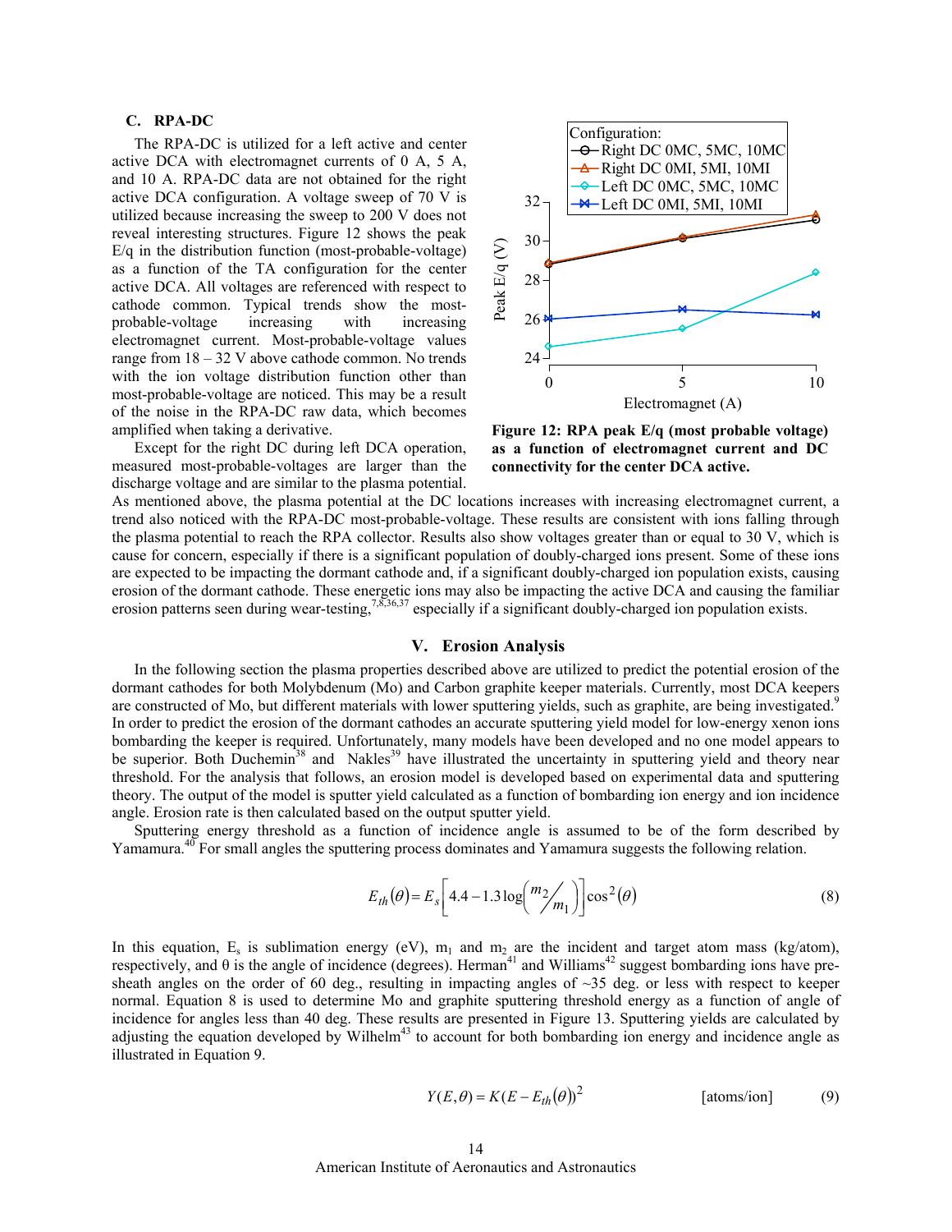### C. RPA-DC

The RPA-DC is utilized for a left active and center active DCA with electromagnet currents of 0 A, 5 A, and 10 A. RPA-DC data are not obtained for the right active DCA configuration. A voltage sweep of 70 V is utilized because increasing the sweep to 200 V does not reveal interesting structures. Figure 12 shows the peak E/q in the distribution function (most-probable-voltage) as a function of the TA configuration for the center active DCA. All voltages are referenced with respect to cathode common. Typical trends show the most-probable-voltage increasing with increasing electromagnet current. Most-probable-voltage values range from 18 – 32 V above cathode common. No trends with the ion voltage distribution function other than most-probable-voltage are noticed. This may be a result of the noise in the RPA-DC raw data, which becomes amplified when taking a derivative.

**Figure 12: RPA peak E/q (most probable voltage) as a function of electromagnet current and DC connectivity for the center DCA active.**

Except for the right DC during left DCA operation, measured most-probable-voltages are larger than the discharge voltage and are similar to the plasma potential. As mentioned above, the plasma potential at the DC locations increases with increasing electromagnet current, a trend also noticed with the RPA-DC most-probable-voltage. These results are consistent with ions falling through the plasma potential to reach the RPA collector. Results also show voltages greater than or equal to 30 V, which is cause for concern, especially if there is a significant population of doubly-charged ions present. Some of these ions are expected to be impacting the dormant cathode and, if a significant doubly-charged ion population exists, causing erosion of the dormant cathode. These energetic ions may also be impacting the active DCA and causing the familiar erosion patterns seen during wear-testing,[7,8,36,37] especially if a significant doubly-charged ion population exists.

## V. Erosion Analysis

In the following section the plasma properties described above are utilized to predict the potential erosion of the dormant cathodes for both Molybdenum (Mo) and Carbon graphite keeper materials. Currently, most DCA keepers are constructed of Mo, but different materials with lower sputtering yields, such as graphite, are being investigated.[9] In order to predict the erosion of the dormant cathodes an accurate sputtering yield model for low-energy xenon ions bombarding the keeper is required. Unfortunately, many models have been developed and no one model appears to be superior. Both Duchemin[38] and Nakles[39] have illustrated the uncertainty in sputtering yield and theory near threshold. For the analysis that follows, an erosion model is developed based on experimental data and sputtering theory. The output of the model is sputter yield calculated as a function of bombarding ion energy and ion incidence angle. Erosion rate is then calculated based on the output sputter yield.

Sputtering energy threshold as a function of incidence angle is assumed to be of the form described by Yamamura.[40] For small angles the sputtering process dominates and Yamamura suggests the following relation.

$$E_{th}(\theta) = E_s\left[4.4 - 1.3\log\left(\frac{m_2}{m_1}\right)\right]\cos^2(\theta) \tag{8}$$

In this equation, $E_s$ is sublimation energy (eV), $m_1$ and $m_2$ are the incident and target atom mass (kg/atom), respectively, and θ is the angle of incidence (degrees). Herman[41] and Williams[42] suggest bombarding ions have pre-sheath angles on the order of 60 deg., resulting in impacting angles of ~35 deg. or less with respect to keeper normal. Equation 8 is used to determine Mo and graphite sputtering threshold energy as a function of angle of incidence for angles less than 40 deg. These results are presented in Figure 13. Sputtering yields are calculated by adjusting the equation developed by Wilhelm[43] to account for both bombarding ion energy and incidence angle as illustrated in Equation 9.

$$Y(E,\theta) = K(E - E_{th}(\theta))^2 \quad \text{[atoms/ion]} \tag{9}$$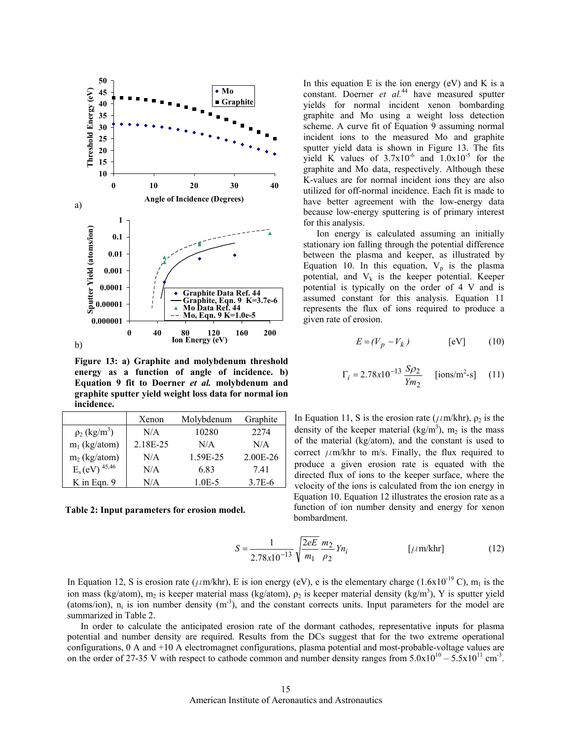Figure 13: a) Graphite and molybdenum threshold energy as a function of angle of incidence. b) Equation 9 fit to Doerner *et al.* molybdenum and graphite sputter yield weight loss data for normal ion incidence.

|  | Xenon | Molybdenum | Graphite |
|---|---|---|---|
| $\rho_2$ (kg/m$^3$) | N/A | 10280 | 2274 |
| $m_1$ (kg/atom) | 2.18E-25 | N/A | N/A |
| $m_2$ (kg/atom) | N/A | 1.59E-25 | 2.00E-26 |
| $E_s$ (eV) [45,46] | N/A | 6.83 | 7.41 |
| K in Eqn. 9 | N/A | 1.0E-5 | 3.7E-6 |

**Table 2: Input parameters for erosion model.**

In this equation E is the ion energy (eV) and K is a constant. Doerner *et al.*[44] have measured sputter yields for normal incident xenon bombarding graphite and Mo using a weight loss detection scheme. A curve fit of Equation 9 assuming normal incident ions to the measured Mo and graphite sputter yield data is shown in Figure 13. The fits yield K values of $3.7 \times 10^{-6}$ and $1.0 \times 10^{-5}$ for the graphite and Mo data, respectively. Although these K-values are for normal incident ions they are also utilized for off-normal incidence. Each fit is made to have better agreement with the low-energy data because low-energy sputtering is of primary interest for this analysis.

Ion energy is calculated assuming an initially stationary ion falling through the potential difference between the plasma and keeper, as illustrated by Equation 10. In this equation, $V_p$ is the plasma potential, and $V_k$ is the keeper potential. Keeper potential is typically on the order of 4 V and is assumed constant for this analysis. Equation 11 represents the flux of ions required to produce a given rate of erosion.

$$E = (V_p - V_k) \qquad \text{[eV]} \qquad (10)$$

$$\Gamma_i = 2.78 x 10^{-13} \frac{S \rho_2}{Y m_2} \qquad \text{[ions/m}^2\text{-s]} \qquad (11)$$

In Equation 11, S is the erosion rate ($\mu$m/khr), $\rho_2$ is the density of the keeper material (kg/m$^3$), $m_2$ is the mass of the material (kg/atom), and the constant is used to correct $\mu$m/khr to m/s. Finally, the flux required to produce a given erosion rate is equated with the directed flux of ions to the keeper surface, where the velocity of the ions is calculated from the ion energy in Equation 10. Equation 12 illustrates the erosion rate as a function of ion number density and energy for xenon bombardment.

$$S = \frac{1}{2.78 x 10^{-13}} \sqrt{\frac{2eE}{m_1}} \frac{m_2}{\rho_2} Y n_i \qquad [\mu\text{m/khr}] \qquad (12)$$

In Equation 12, S is erosion rate ($\mu$m/khr), E is ion energy (eV), e is the elementary charge ($1.6 \times 10^{-19}$ C), $m_1$ is the ion mass (kg/atom), $m_2$ is keeper material mass (kg/atom), $\rho_2$ is keeper material density (kg/m$^3$), Y is sputter yield (atoms/ion), $n_i$ is ion number density (m$^{-3}$), and the constant corrects units. Input parameters for the model are summarized in Table 2.

In order to calculate the anticipated erosion rate of the dormant cathodes, representative inputs for plasma potential and number density are required. Results from the DCs suggest that for the two extreme operational configurations, 0 A and +10 A electromagnet configurations, plasma potential and most-probable-voltage values are on the order of 27-35 V with respect to cathode common and number density ranges from $5.0 \times 10^{10}$ – $5.5 \times 10^{11}$ cm$^{-3}$.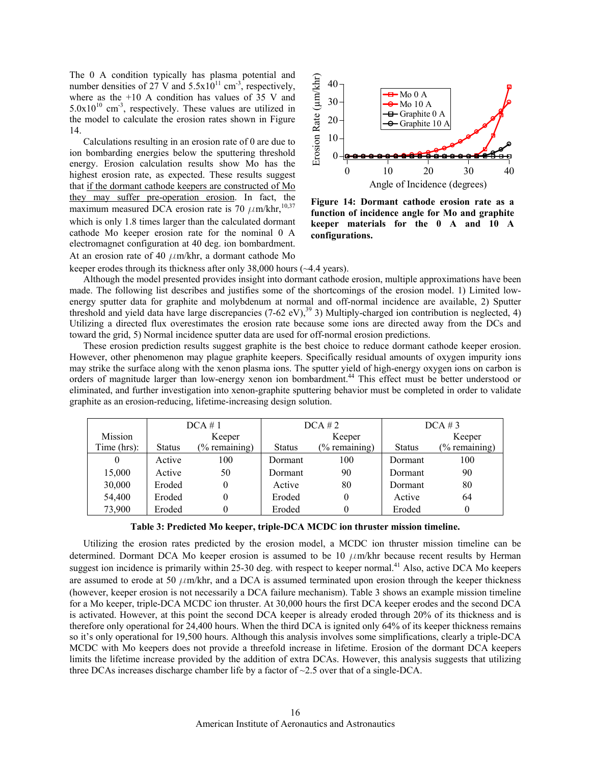The 0 A condition typically has plasma potential and number densities of 27 V and $5.5 \times 10^{11}$ cm$^{-3}$, respectively, where as the +10 A condition has values of 35 V and $5.0 \times 10^{10}$ cm$^{-3}$, respectively. These values are utilized in the model to calculate the erosion rates shown in Figure 14.

Calculations resulting in an erosion rate of 0 are due to ion bombarding energies below the sputtering threshold energy. Erosion calculation results show Mo has the highest erosion rate, as expected. These results suggest that if the dormant cathode keepers are constructed of Mo they may suffer pre-operation erosion. In fact, the maximum measured DCA erosion rate is 70 $\mu$m/khr,[10,37] which is only 1.8 times larger than the calculated dormant cathode Mo keeper erosion rate for the nominal 0 A electromagnet configuration at 40 deg. ion bombardment. At an erosion rate of 40 $\mu$m/khr, a dormant cathode Mo keeper erodes through its thickness after only 38,000 hours (~4.4 years).

**Figure 14: Dormant cathode erosion rate as a function of incidence angle for Mo and graphite keeper materials for the 0 A and 10 A configurations.**

Although the model presented provides insight into dormant cathode erosion, multiple approximations have been made. The following list describes and justifies some of the shortcomings of the erosion model. 1) Limited low-energy sputter data for graphite and molybdenum at normal and off-normal incidence are available, 2) Sputter threshold and yield data have large discrepancies (7-62 eV),[39] 3) Multiply-charged ion contribution is neglected, 4) Utilizing a directed flux overestimates the erosion rate because some ions are directed away from the DCs and toward the grid, 5) Normal incidence sputter data are used for off-normal erosion predictions.

These erosion prediction results suggest graphite is the best choice to reduce dormant cathode keeper erosion. However, other phenomenon may plague graphite keepers. Specifically residual amounts of oxygen impurity ions may strike the surface along with the xenon plasma ions. The sputter yield of high-energy oxygen ions on carbon is orders of magnitude larger than low-energy xenon ion bombardment.[44] This effect must be better understood or eliminated, and further investigation into xenon-graphite sputtering behavior must be completed in order to validate graphite as an erosion-reducing, lifetime-increasing design solution.

| | DCA # 1 | | DCA # 2 | | DCA # 3 | |
|---|---|---|---|---|---|---|
| Mission Time (hrs): | Status | Keeper (% remaining) | Status | Keeper (% remaining) | Status | Keeper (% remaining) |
| 0 | Active | 100 | Dormant | 100 | Dormant | 100 |
| 15,000 | Active | 50 | Dormant | 90 | Dormant | 90 |
| 30,000 | Eroded | 0 | Active | 80 | Dormant | 80 |
| 54,400 | Eroded | 0 | Eroded | 0 | Active | 64 |
| 73,900 | Eroded | 0 | Eroded | 0 | Eroded | 0 |

**Table 3: Predicted Mo keeper, triple-DCA MCDC ion thruster mission timeline.**

Utilizing the erosion rates predicted by the erosion model, a MCDC ion thruster mission timeline can be determined. Dormant DCA Mo keeper erosion is assumed to be 10 $\mu$m/khr because recent results by Herman suggest ion incidence is primarily within 25-30 deg. with respect to keeper normal.[41] Also, active DCA Mo keepers are assumed to erode at 50 $\mu$m/khr, and a DCA is assumed terminated upon erosion through the keeper thickness (however, keeper erosion is not necessarily a DCA failure mechanism). Table 3 shows an example mission timeline for a Mo keeper, triple-DCA MCDC ion thruster. At 30,000 hours the first DCA keeper erodes and the second DCA is activated. However, at this point the second DCA keeper is already eroded through 20% of its thickness and is therefore only operational for 24,400 hours. When the third DCA is ignited only 64% of its keeper thickness remains so it's only operational for 19,500 hours. Although this analysis involves some simplifications, clearly a triple-DCA MCDC with Mo keepers does not provide a threefold increase in lifetime. Erosion of the dormant DCA keepers limits the lifetime increase provided by the addition of extra DCAs. However, this analysis suggests that utilizing three DCAs increases discharge chamber life by a factor of ~2.5 over that of a single-DCA.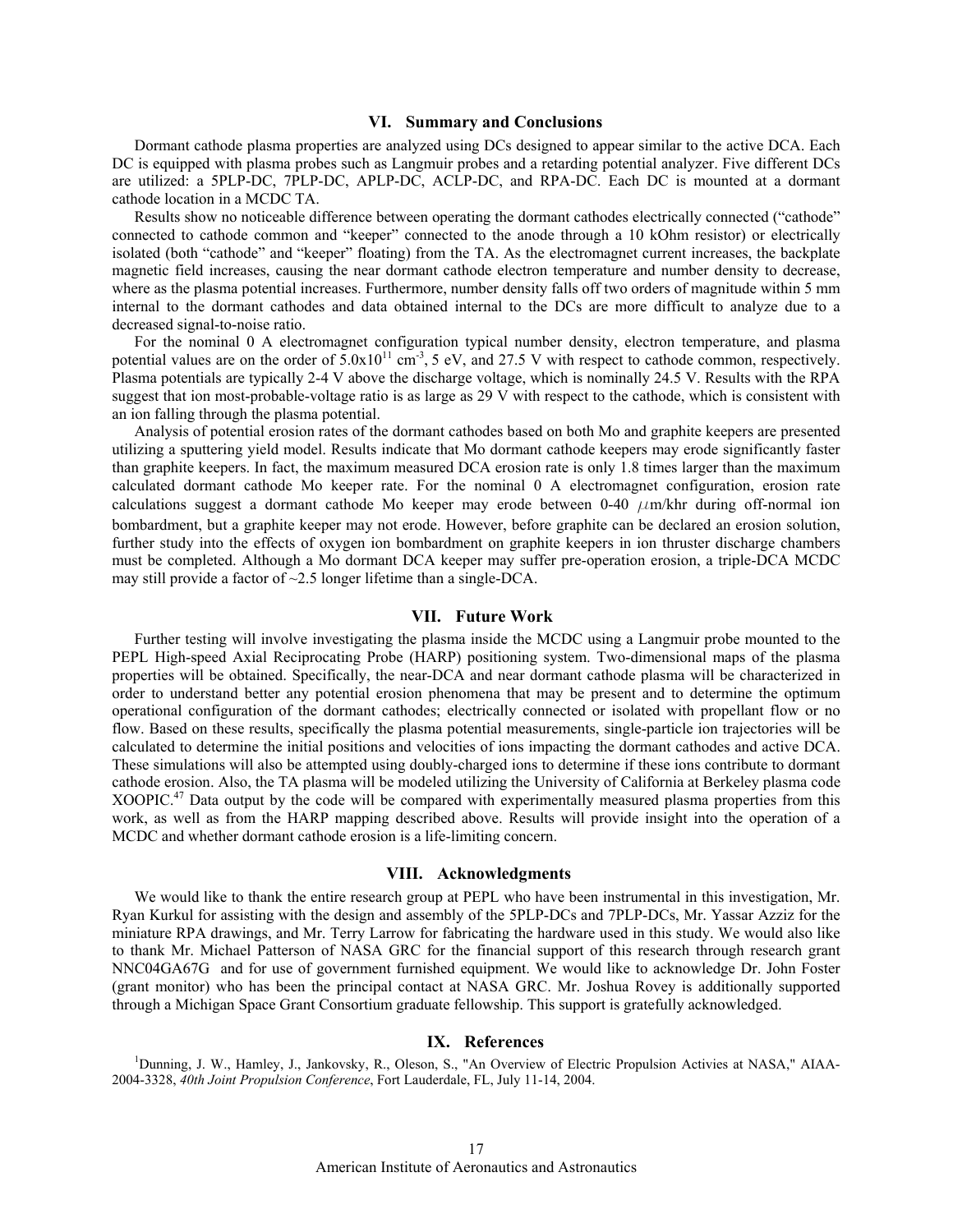## VI. Summary and Conclusions

Dormant cathode plasma properties are analyzed using DCs designed to appear similar to the active DCA. Each DC is equipped with plasma probes such as Langmuir probes and a retarding potential analyzer. Five different DCs are utilized: a 5PLP-DC, 7PLP-DC, APLP-DC, ACLP-DC, and RPA-DC. Each DC is mounted at a dormant cathode location in a MCDC TA.

Results show no noticeable difference between operating the dormant cathodes electrically connected ("cathode" connected to cathode common and "keeper" connected to the anode through a 10 kOhm resistor) or electrically isolated (both "cathode" and "keeper" floating) from the TA. As the electromagnet current increases, the backplate magnetic field increases, causing the near dormant cathode electron temperature and number density to decrease, where as the plasma potential increases. Furthermore, number density falls off two orders of magnitude within 5 mm internal to the dormant cathodes and data obtained internal to the DCs are more difficult to analyze due to a decreased signal-to-noise ratio.

For the nominal 0 A electromagnet configuration typical number density, electron temperature, and plasma potential values are on the order of $5.0\text{x}10^{11}$ cm$^{-3}$, 5 eV, and 27.5 V with respect to cathode common, respectively. Plasma potentials are typically 2-4 V above the discharge voltage, which is nominally 24.5 V. Results with the RPA suggest that ion most-probable-voltage ratio is as large as 29 V with respect to the cathode, which is consistent with an ion falling through the plasma potential.

Analysis of potential erosion rates of the dormant cathodes based on both Mo and graphite keepers are presented utilizing a sputtering yield model. Results indicate that Mo dormant cathode keepers may erode significantly faster than graphite keepers. In fact, the maximum measured DCA erosion rate is only 1.8 times larger than the maximum calculated dormant cathode Mo keeper rate. For the nominal 0 A electromagnet configuration, erosion rate calculations suggest a dormant cathode Mo keeper may erode between 0-40 $\mu$m/khr during off-normal ion bombardment, but a graphite keeper may not erode. However, before graphite can be declared an erosion solution, further study into the effects of oxygen ion bombardment on graphite keepers in ion thruster discharge chambers must be completed. Although a Mo dormant DCA keeper may suffer pre-operation erosion, a triple-DCA MCDC may still provide a factor of ~2.5 longer lifetime than a single-DCA.

## VII. Future Work

Further testing will involve investigating the plasma inside the MCDC using a Langmuir probe mounted to the PEPL High-speed Axial Reciprocating Probe (HARP) positioning system. Two-dimensional maps of the plasma properties will be obtained. Specifically, the near-DCA and near dormant cathode plasma will be characterized in order to understand better any potential erosion phenomena that may be present and to determine the optimum operational configuration of the dormant cathodes; electrically connected or isolated with propellant flow or no flow. Based on these results, specifically the plasma potential measurements, single-particle ion trajectories will be calculated to determine the initial positions and velocities of ions impacting the dormant cathodes and active DCA. These simulations will also be attempted using doubly-charged ions to determine if these ions contribute to dormant cathode erosion. Also, the TA plasma will be modeled utilizing the University of California at Berkeley plasma code XOOPIC.[47] Data output by the code will be compared with experimentally measured plasma properties from this work, as well as from the HARP mapping described above. Results will provide insight into the operation of a MCDC and whether dormant cathode erosion is a life-limiting concern.

## VIII. Acknowledgments

We would like to thank the entire research group at PEPL who have been instrumental in this investigation, Mr. Ryan Kurkul for assisting with the design and assembly of the 5PLP-DCs and 7PLP-DCs, Mr. Yassar Azziz for the miniature RPA drawings, and Mr. Terry Larrow for fabricating the hardware used in this study. We would also like to thank Mr. Michael Patterson of NASA GRC for the financial support of this research through research grant NNC04GA67G and for use of government furnished equipment. We would like to acknowledge Dr. John Foster (grant monitor) who has been the principal contact at NASA GRC. Mr. Joshua Rovey is additionally supported through a Michigan Space Grant Consortium graduate fellowship. This support is gratefully acknowledged.

## IX. References

[1]Dunning, J. W., Hamley, J., Jankovsky, R., Oleson, S., "An Overview of Electric Propulsion Activies at NASA," AIAA-2004-3328, *40th Joint Propulsion Conference*, Fort Lauderdale, FL, July 11-14, 2004.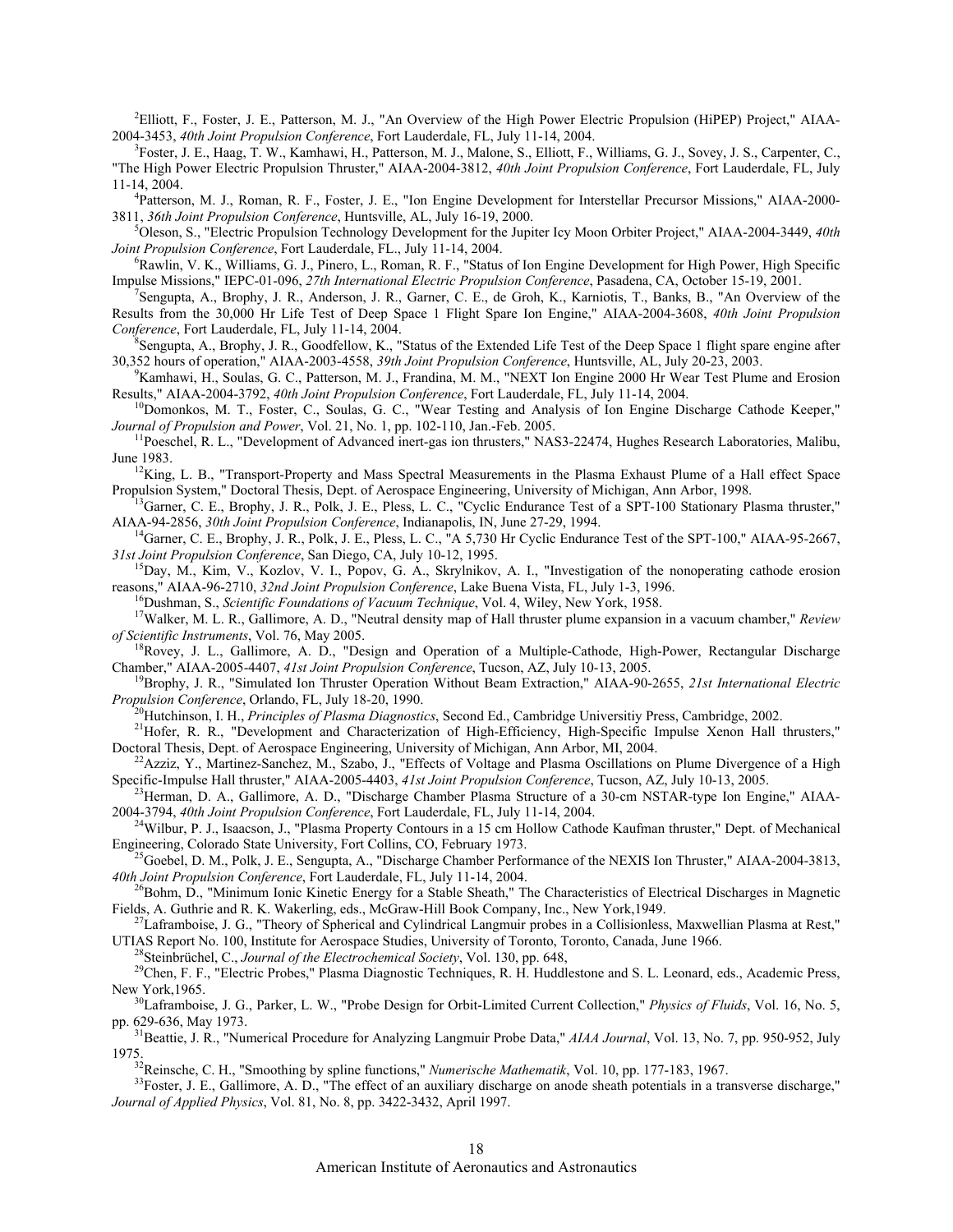[2]Elliott, F., Foster, J. E., Patterson, M. J., "An Overview of the High Power Electric Propulsion (HiPEP) Project," AIAA-2004-3453, *40th Joint Propulsion Conference*, Fort Lauderdale, FL, July 11-14, 2004.

[3]Foster, J. E., Haag, T. W., Kamhawi, H., Patterson, M. J., Malone, S., Elliott, F., Williams, G. J., Sovey, J. S., Carpenter, C., "The High Power Electric Propulsion Thruster," AIAA-2004-3812, *40th Joint Propulsion Conference*, Fort Lauderdale, FL, July 11-14, 2004.

[4]Patterson, M. J., Roman, R. F., Foster, J. E., "Ion Engine Development for Interstellar Precursor Missions," AIAA-2000-3811, *36th Joint Propulsion Conference*, Huntsville, AL, July 16-19, 2000.

[5]Oleson, S., "Electric Propulsion Technology Development for the Jupiter Icy Moon Orbiter Project," AIAA-2004-3449, *40th Joint Propulsion Conference*, Fort Lauderdale, FL., July 11-14, 2004.

[6]Rawlin, V. K., Williams, G. J., Pinero, L., Roman, R. F., "Status of Ion Engine Development for High Power, High Specific Impulse Missions," IEPC-01-096, *27th International Electric Propulsion Conference*, Pasadena, CA, October 15-19, 2001.

[7]Sengupta, A., Brophy, J. R., Anderson, J. R., Garner, C. E., de Groh, K., Karniotis, T., Banks, B., "An Overview of the Results from the 30,000 Hr Life Test of Deep Space 1 Flight Spare Ion Engine," AIAA-2004-3608, *40th Joint Propulsion Conference*, Fort Lauderdale, FL, July 11-14, 2004.

[8]Sengupta, A., Brophy, J. R., Goodfellow, K., "Status of the Extended Life Test of the Deep Space 1 flight spare engine after 30,352 hours of operation," AIAA-2003-4558, *39th Joint Propulsion Conference*, Huntsville, AL, July 20-23, 2003.

[9]Kamhawi, H., Soulas, G. C., Patterson, M. J., Frandina, M. M., "NEXT Ion Engine 2000 Hr Wear Test Plume and Erosion Results," AIAA-2004-3792, *40th Joint Propulsion Conference*, Fort Lauderdale, FL, July 11-14, 2004.

[10]Domonkos, M. T., Foster, C., Soulas, G. C., "Wear Testing and Analysis of Ion Engine Discharge Cathode Keeper," *Journal of Propulsion and Power*, Vol. 21, No. 1, pp. 102-110, Jan.-Feb. 2005.

[11]Poeschel, R. L., "Development of Advanced inert-gas ion thrusters," NAS3-22474, Hughes Research Laboratories, Malibu, June 1983.

[12]King, L. B., "Transport-Property and Mass Spectral Measurements in the Plasma Exhaust Plume of a Hall effect Space Propulsion System," Doctoral Thesis, Dept. of Aerospace Engineering, University of Michigan, Ann Arbor, 1998.

[13]Garner, C. E., Brophy, J. R., Polk, J. E., Pless, L. C., "Cyclic Endurance Test of a SPT-100 Stationary Plasma thruster," AIAA-94-2856, *30th Joint Propulsion Conference*, Indianapolis, IN, June 27-29, 1994.

[14]Garner, C. E., Brophy, J. R., Polk, J. E., Pless, L. C., "A 5,730 Hr Cyclic Endurance Test of the SPT-100," AIAA-95-2667, *31st Joint Propulsion Conference*, San Diego, CA, July 10-12, 1995.

[15]Day, M., Kim, V., Kozlov, V. I., Popov, G. A., Skrylnikov, A. I., "Investigation of the nonoperating cathode erosion reasons," AIAA-96-2710, *32nd Joint Propulsion Conference*, Lake Buena Vista, FL, July 1-3, 1996.

[16]Dushman, S., *Scientific Foundations of Vacuum Technique*, Vol. 4, Wiley, New York, 1958.

[17]Walker, M. L. R., Gallimore, A. D., "Neutral density map of Hall thruster plume expansion in a vacuum chamber," *Review of Scientific Instruments*, Vol. 76, May 2005.

[18]Rovey, J. L., Gallimore, A. D., "Design and Operation of a Multiple-Cathode, High-Power, Rectangular Discharge Chamber," AIAA-2005-4407, *41st Joint Propulsion Conference*, Tucson, AZ, July 10-13, 2005.

[19]Brophy, J. R., "Simulated Ion Thruster Operation Without Beam Extraction," AIAA-90-2655, *21st International Electric Propulsion Conference*, Orlando, FL, July 18-20, 1990.

[20]Hutchinson, I. H., *Principles of Plasma Diagnostics*, Second Ed., Cambridge Universitiy Press, Cambridge, 2002.

[21]Hofer, R. R., "Development and Characterization of High-Efficiency, High-Specific Impulse Xenon Hall thrusters," Doctoral Thesis, Dept. of Aerospace Engineering, University of Michigan, Ann Arbor, MI, 2004.

[22]Azziz, Y., Martinez-Sanchez, M., Szabo, J., "Effects of Voltage and Plasma Oscillations on Plume Divergence of a High Specific-Impulse Hall thruster," AIAA-2005-4403, *41st Joint Propulsion Conference*, Tucson, AZ, July 10-13, 2005.

[23]Herman, D. A., Gallimore, A. D., "Discharge Chamber Plasma Structure of a 30-cm NSTAR-type Ion Engine," AIAA-2004-3794, *40th Joint Propulsion Conference*, Fort Lauderdale, FL, July 11-14, 2004.

[24]Wilbur, P. J., Isaacson, J., "Plasma Property Contours in a 15 cm Hollow Cathode Kaufman thruster," Dept. of Mechanical Engineering, Colorado State University, Fort Collins, CO, February 1973.

[25]Goebel, D. M., Polk, J. E., Sengupta, A., "Discharge Chamber Performance of the NEXIS Ion Thruster," AIAA-2004-3813, *40th Joint Propulsion Conference*, Fort Lauderdale, FL, July 11-14, 2004.

[26]Bohm, D., "Minimum Ionic Kinetic Energy for a Stable Sheath," The Characteristics of Electrical Discharges in Magnetic Fields, A. Guthrie and R. K. Wakerling, eds., McGraw-Hill Book Company, Inc., New York,1949.

[27]Laframboise, J. G., "Theory of Spherical and Cylindrical Langmuir probes in a Collisionless, Maxwellian Plasma at Rest," UTIAS Report No. 100, Institute for Aerospace Studies, University of Toronto, Toronto, Canada, June 1966.

[28]Steinbrüchel, C., *Journal of the Electrochemical Society*, Vol. 130, pp. 648,

[29]Chen, F. F., "Electric Probes," Plasma Diagnostic Techniques, R. H. Huddlestone and S. L. Leonard, eds., Academic Press, New York,1965.

[30]Laframboise, J. G., Parker, L. W., "Probe Design for Orbit-Limited Current Collection," *Physics of Fluids*, Vol. 16, No. 5, pp. 629-636, May 1973.

[31]Beattie, J. R., "Numerical Procedure for Analyzing Langmuir Probe Data," *AIAA Journal*, Vol. 13, No. 7, pp. 950-952, July 1975.

[32]Reinsche, C. H., "Smoothing by spline functions," *Numerische Mathematik*, Vol. 10, pp. 177-183, 1967.

[33]Foster, J. E., Gallimore, A. D., "The effect of an auxiliary discharge on anode sheath potentials in a transverse discharge," *Journal of Applied Physics*, Vol. 81, No. 8, pp. 3422-3432, April 1997.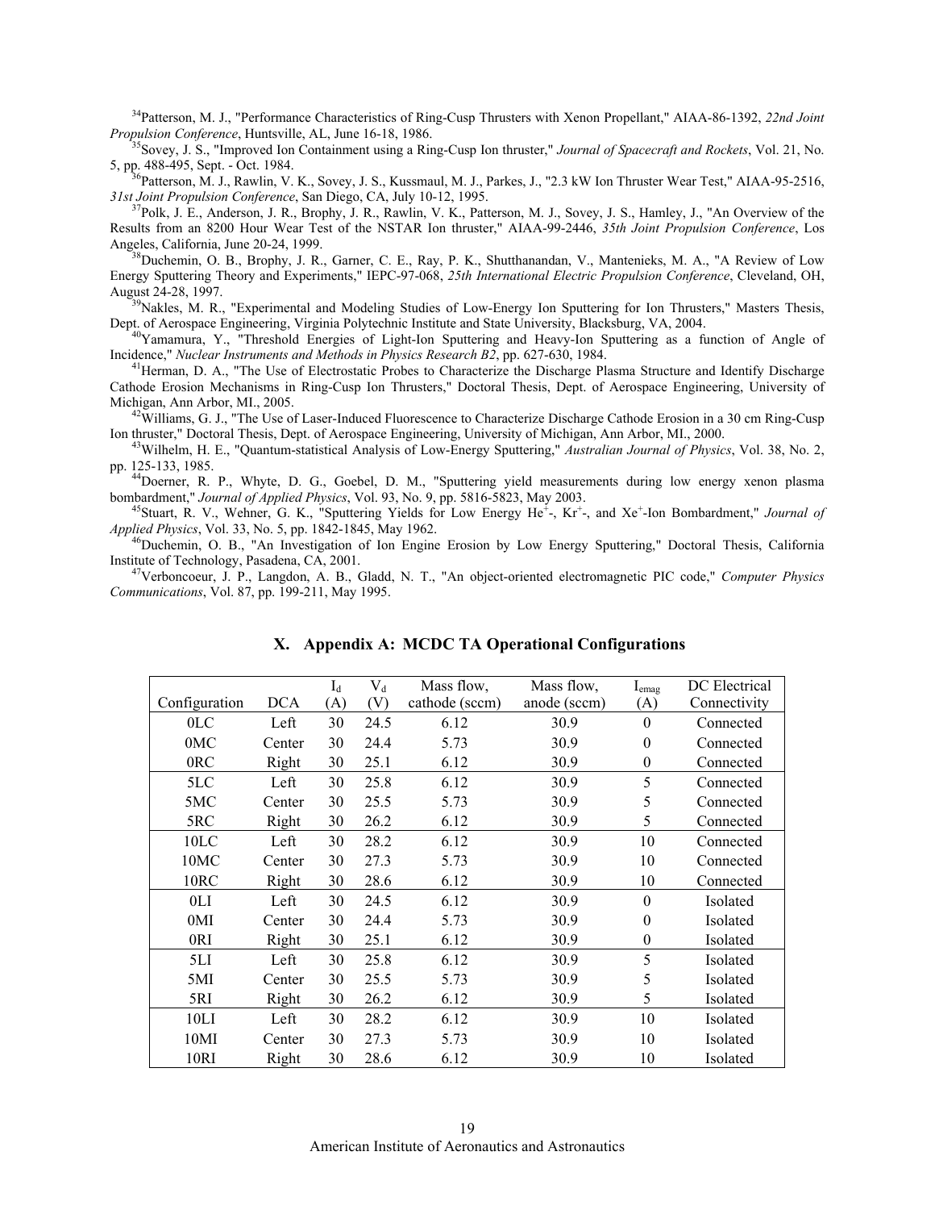[34]Patterson, M. J., "Performance Characteristics of Ring-Cusp Thrusters with Xenon Propellant," AIAA-86-1392, *22nd Joint Propulsion Conference*, Huntsville, AL, June 16-18, 1986.

[35]Sovey, J. S., "Improved Ion Containment using a Ring-Cusp Ion thruster," *Journal of Spacecraft and Rockets*, Vol. 21, No. 5, pp. 488-495, Sept. - Oct. 1984.

[36]Patterson, M. J., Rawlin, V. K., Sovey, J. S., Kussmaul, M. J., Parkes, J., "2.3 kW Ion Thruster Wear Test," AIAA-95-2516, *31st Joint Propulsion Conference*, San Diego, CA, July 10-12, 1995.

[37]Polk, J. E., Anderson, J. R., Brophy, J. R., Rawlin, V. K., Patterson, M. J., Sovey, J. S., Hamley, J., "An Overview of the Results from an 8200 Hour Wear Test of the NSTAR Ion thruster," AIAA-99-2446, *35th Joint Propulsion Conference*, Los Angeles, California, June 20-24, 1999.

[38]Duchemin, O. B., Brophy, J. R., Garner, C. E., Ray, P. K., Shutthanandan, V., Mantenieks, M. A., "A Review of Low Energy Sputtering Theory and Experiments," IEPC-97-068, *25th International Electric Propulsion Conference*, Cleveland, OH, August 24-28, 1997.

[39]Nakles, M. R., "Experimental and Modeling Studies of Low-Energy Ion Sputtering for Ion Thrusters," Masters Thesis, Dept. of Aerospace Engineering, Virginia Polytechnic Institute and State University, Blacksburg, VA, 2004.

[40]Yamamura, Y., "Threshold Energies of Light-Ion Sputtering and Heavy-Ion Sputtering as a function of Angle of Incidence," *Nuclear Instruments and Methods in Physics Research B2*, pp. 627-630, 1984.

[41]Herman, D. A., "The Use of Electrostatic Probes to Characterize the Discharge Plasma Structure and Identify Discharge Cathode Erosion Mechanisms in Ring-Cusp Ion Thrusters," Doctoral Thesis, Dept. of Aerospace Engineering, University of Michigan, Ann Arbor, MI., 2005.

[42]Williams, G. J., "The Use of Laser-Induced Fluorescence to Characterize Discharge Cathode Erosion in a 30 cm Ring-Cusp Ion thruster," Doctoral Thesis, Dept. of Aerospace Engineering, University of Michigan, Ann Arbor, MI., 2000.

[43]Wilhelm, H. E., "Quantum-statistical Analysis of Low-Energy Sputtering," *Australian Journal of Physics*, Vol. 38, No. 2, pp. 125-133, 1985.

[44]Doerner, R. P., Whyte, D. G., Goebel, D. M., "Sputtering yield measurements during low energy xenon plasma bombardment," *Journal of Applied Physics*, Vol. 93, No. 9, pp. 5816-5823, May 2003.

[45]Stuart, R. V., Wehner, G. K., "Sputtering Yields for Low Energy $He^+$-, $Kr^+$-, and $Xe^+$-Ion Bombardment," *Journal of Applied Physics*, Vol. 33, No. 5, pp. 1842-1845, May 1962.

[46]Duchemin, O. B., "An Investigation of Ion Engine Erosion by Low Energy Sputtering," Doctoral Thesis, California Institute of Technology, Pasadena, CA, 2001.

[47]Verboncoeur, J. P., Langdon, A. B., Gladd, N. T., "An object-oriented electromagnetic PIC code," *Computer Physics Communications*, Vol. 87, pp. 199-211, May 1995.

# X. Appendix A: MCDC TA Operational Configurations

| Configuration | DCA | $I_d$ (A) | $V_d$ (V) | Mass flow, cathode (sccm) | Mass flow, anode (sccm) | $I_{emag}$ (A) | DC Electrical Connectivity |
|---|---|---|---|---|---|---|---|
| 0LC | Left | 30 | 24.5 | 6.12 | 30.9 | 0 | Connected |
| 0MC | Center | 30 | 24.4 | 5.73 | 30.9 | 0 | Connected |
| 0RC | Right | 30 | 25.1 | 6.12 | 30.9 | 0 | Connected |
| 5LC | Left | 30 | 25.8 | 6.12 | 30.9 | 5 | Connected |
| 5MC | Center | 30 | 25.5 | 5.73 | 30.9 | 5 | Connected |
| 5RC | Right | 30 | 26.2 | 6.12 | 30.9 | 5 | Connected |
| 10LC | Left | 30 | 28.2 | 6.12 | 30.9 | 10 | Connected |
| 10MC | Center | 30 | 27.3 | 5.73 | 30.9 | 10 | Connected |
| 10RC | Right | 30 | 28.6 | 6.12 | 30.9 | 10 | Connected |
| 0LI | Left | 30 | 24.5 | 6.12 | 30.9 | 0 | Isolated |
| 0MI | Center | 30 | 24.4 | 5.73 | 30.9 | 0 | Isolated |
| 0RI | Right | 30 | 25.1 | 6.12 | 30.9 | 0 | Isolated |
| 5LI | Left | 30 | 25.8 | 6.12 | 30.9 | 5 | Isolated |
| 5MI | Center | 30 | 25.5 | 5.73 | 30.9 | 5 | Isolated |
| 5RI | Right | 30 | 26.2 | 6.12 | 30.9 | 5 | Isolated |
| 10LI | Left | 30 | 28.2 | 6.12 | 30.9 | 10 | Isolated |
| 10MI | Center | 30 | 27.3 | 5.73 | 30.9 | 10 | Isolated |
| 10RI | Right | 30 | 28.6 | 6.12 | 30.9 | 10 | Isolated |